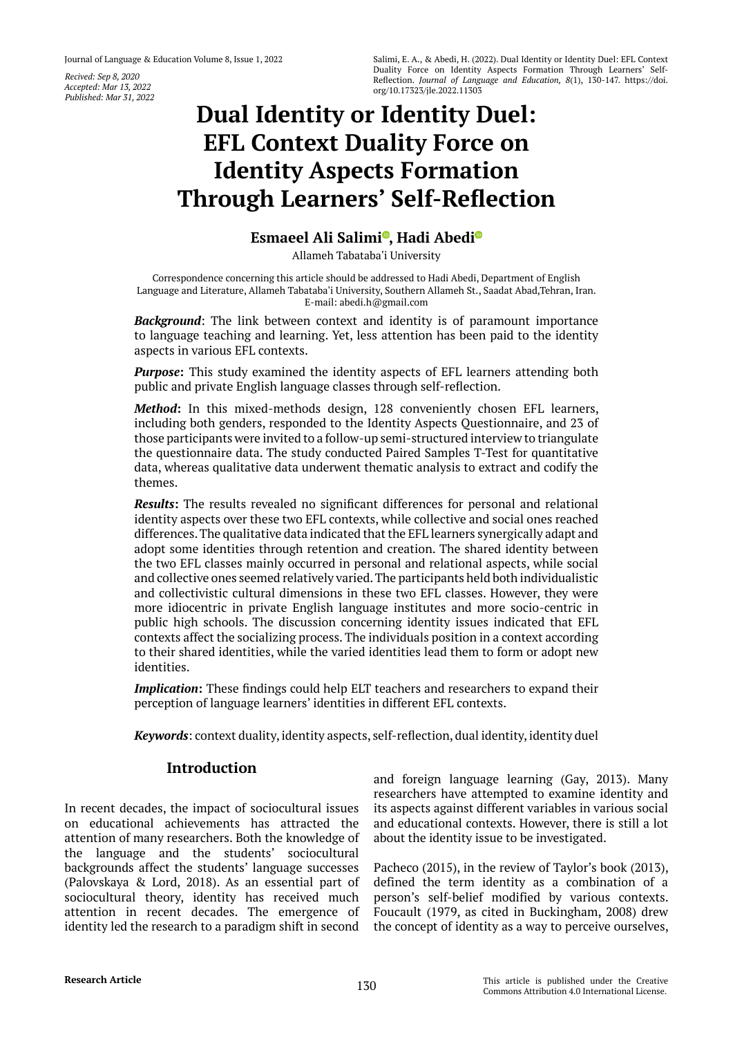Recived: Sep 8, 2020
Accepted: Mar 13, 2022
Published: Mar 31, 2022

Salimi, E. A., & Abedi, H. (2022). Dual Identity or Identity Duel: EFL Context Duality Force on Identity Aspects Formation Through Learners' Self-Reflection. *Journal of Language and Education, 8*(1), 130-147. https://doi.org/10.17323/jle.2022.11303

# Dual Identity or Identity Duel: EFL Context Duality Force on Identity Aspects Formation Through Learners' Self-Reflection

**Esmaeel Ali Salimi, Hadi Abedi**

Allameh Tabataba'i University

Correspondence concerning this article should be addressed to Hadi Abedi, Department of English Language and Literature, Allameh Tabataba'i University, Southern Allameh St., Saadat Abad,Tehran, Iran. E-mail: abedi.h@gmail.com

***Background***: The link between context and identity is of paramount importance to language teaching and learning. Yet, less attention has been paid to the identity aspects in various EFL contexts.

***Purpose*:** This study examined the identity aspects of EFL learners attending both public and private English language classes through self-reflection.

***Method*:** In this mixed-methods design, 128 conveniently chosen EFL learners, including both genders, responded to the Identity Aspects Questionnaire, and 23 of those participants were invited to a follow-up semi-structured interview to triangulate the questionnaire data. The study conducted Paired Samples T-Test for quantitative data, whereas qualitative data underwent thematic analysis to extract and codify the themes.

***Results*:** The results revealed no significant differences for personal and relational identity aspects over these two EFL contexts, while collective and social ones reached differences. The qualitative data indicated that the EFL learners synergically adapt and adopt some identities through retention and creation. The shared identity between the two EFL classes mainly occurred in personal and relational aspects, while social and collective ones seemed relatively varied. The participants held both individualistic and collectivistic cultural dimensions in these two EFL classes. However, they were more idiocentric in private English language institutes and more socio-centric in public high schools. The discussion concerning identity issues indicated that EFL contexts affect the socializing process. The individuals position in a context according to their shared identities, while the varied identities lead them to form or adopt new identities.

***Implication*:** These findings could help ELT teachers and researchers to expand their perception of language learners' identities in different EFL contexts.

***Keywords***: context duality, identity aspects, self-reflection, dual identity, identity duel

## Introduction

In recent decades, the impact of sociocultural issues on educational achievements has attracted the attention of many researchers. Both the knowledge of the language and the students' sociocultural backgrounds affect the students' language successes (Palovskaya & Lord, 2018). As an essential part of sociocultural theory, identity has received much attention in recent decades. The emergence of identity led the research to a paradigm shift in second and foreign language learning (Gay, 2013). Many researchers have attempted to examine identity and its aspects against different variables in various social and educational contexts. However, there is still a lot about the identity issue to be investigated.

Pacheco (2015), in the review of Taylor's book (2013), defined the term identity as a combination of a person's self-belief modified by various contexts. Foucault (1979, as cited in Buckingham, 2008) drew the concept of identity as a way to perceive ourselves,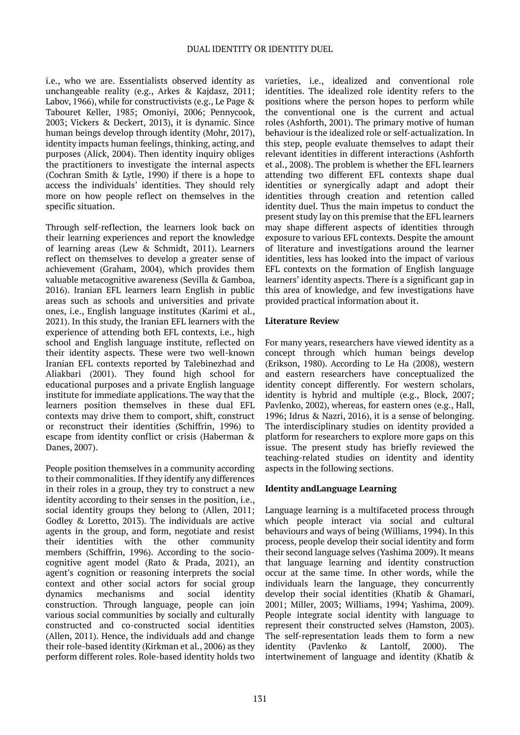i.e., who we are. Essentialists observed identity as unchangeable reality (e.g., Arkes & Kajdasz, 2011; Labov, 1966), while for constructivists (e.g., Le Page & Tabouret Keller, 1985; Omoniyi, 2006; Pennycook, 2003; Vickers & Deckert, 2013), it is dynamic. Since human beings develop through identity (Mohr, 2017), identity impacts human feelings, thinking, acting, and purposes (Alick, 2004). Then identity inquiry obliges the practitioners to investigate the internal aspects (Cochran Smith & Lytle, 1990) if there is a hope to access the individuals' identities. They should rely more on how people reflect on themselves in the specific situation.

Through self-reflection, the learners look back on their learning experiences and report the knowledge of learning areas (Lew & Schmidt, 2011). Learners reflect on themselves to develop a greater sense of achievement (Graham, 2004), which provides them valuable metacognitive awareness (Sevilla & Gamboa, 2016). Iranian EFL learners learn English in public areas such as schools and universities and private ones, i.e., English language institutes (Karimi et al., 2021). In this study, the Iranian EFL learners with the experience of attending both EFL contexts, i.e., high school and English language institute, reflected on their identity aspects. These were two well-known Iranian EFL contexts reported by Talebinezhad and Aliakbari (2001). They found high school for educational purposes and a private English language institute for immediate applications. The way that the learners position themselves in these dual EFL contexts may drive them to comport, shift, construct or reconstruct their identities (Schiffrin, 1996) to escape from identity conflict or crisis (Haberman & Danes, 2007).

People position themselves in a community according to their commonalities. If they identify any differences in their roles in a group, they try to construct a new identity according to their senses in the position, i.e., social identity groups they belong to (Allen, 2011; Godley & Loretto, 2013). The individuals are active agents in the group, and form, negotiate and resist their identities with the other community members (Schiffrin, 1996). According to the socio-cognitive agent model (Rato & Prada, 2021), an agent's cognition or reasoning interprets the social context and other social actors for social group dynamics mechanisms and social identity construction. Through language, people can join various social communities by socially and culturally constructed and co-constructed social identities (Allen, 2011). Hence, the individuals add and change their role-based identity (Kirkman et al., 2006) as they perform different roles. Role-based identity holds two varieties, i.e., idealized and conventional role identities. The idealized role identity refers to the positions where the person hopes to perform while the conventional one is the current and actual roles (Ashforth, 2001). The primary motive of human behaviour is the idealized role or self-actualization. In this step, people evaluate themselves to adapt their relevant identities in different interactions (Ashforth et al., 2008). The problem is whether the EFL learners attending two different EFL contexts shape dual identities or synergically adapt and adopt their identities through creation and retention called identity duel. Thus the main impetus to conduct the present study lay on this premise that the EFL learners may shape different aspects of identities through exposure to various EFL contexts. Despite the amount of literature and investigations around the learner identities, less has looked into the impact of various EFL contexts on the formation of English language learners' identity aspects. There is a significant gap in this area of knowledge, and few investigations have provided practical information about it.

## Literature Review

For many years, researchers have viewed identity as a concept through which human beings develop (Erikson, 1980). According to Le Ha (2008), western and eastern researchers have conceptualized the identity concept differently. For western scholars, identity is hybrid and multiple (e.g., Block, 2007; Pavlenko, 2002), whereas, for eastern ones (e.g., Hall, 1996; Idrus & Nazri, 2016), it is a sense of belonging. The interdisciplinary studies on identity provided a platform for researchers to explore more gaps on this issue. The present study has briefly reviewed the teaching-related studies on identity and identity aspects in the following sections.

### Identity andLanguage Learning

Language learning is a multifaceted process through which people interact via social and cultural behaviours and ways of being (Williams, 1994). In this process, people develop their social identity and form their second language selves (Yashima 2009). It means that language learning and identity construction occur at the same time. In other words, while the individuals learn the language, they concurrently develop their social identities (Khatib & Ghamari, 2001; Miller, 2003; Williams, 1994; Yashima, 2009). People integrate social identity with language to represent their constructed selves (Hamston, 2003). The self-representation leads them to form a new identity (Pavlenko & Lantolf, 2000). The intertwinement of language and identity (Khatib &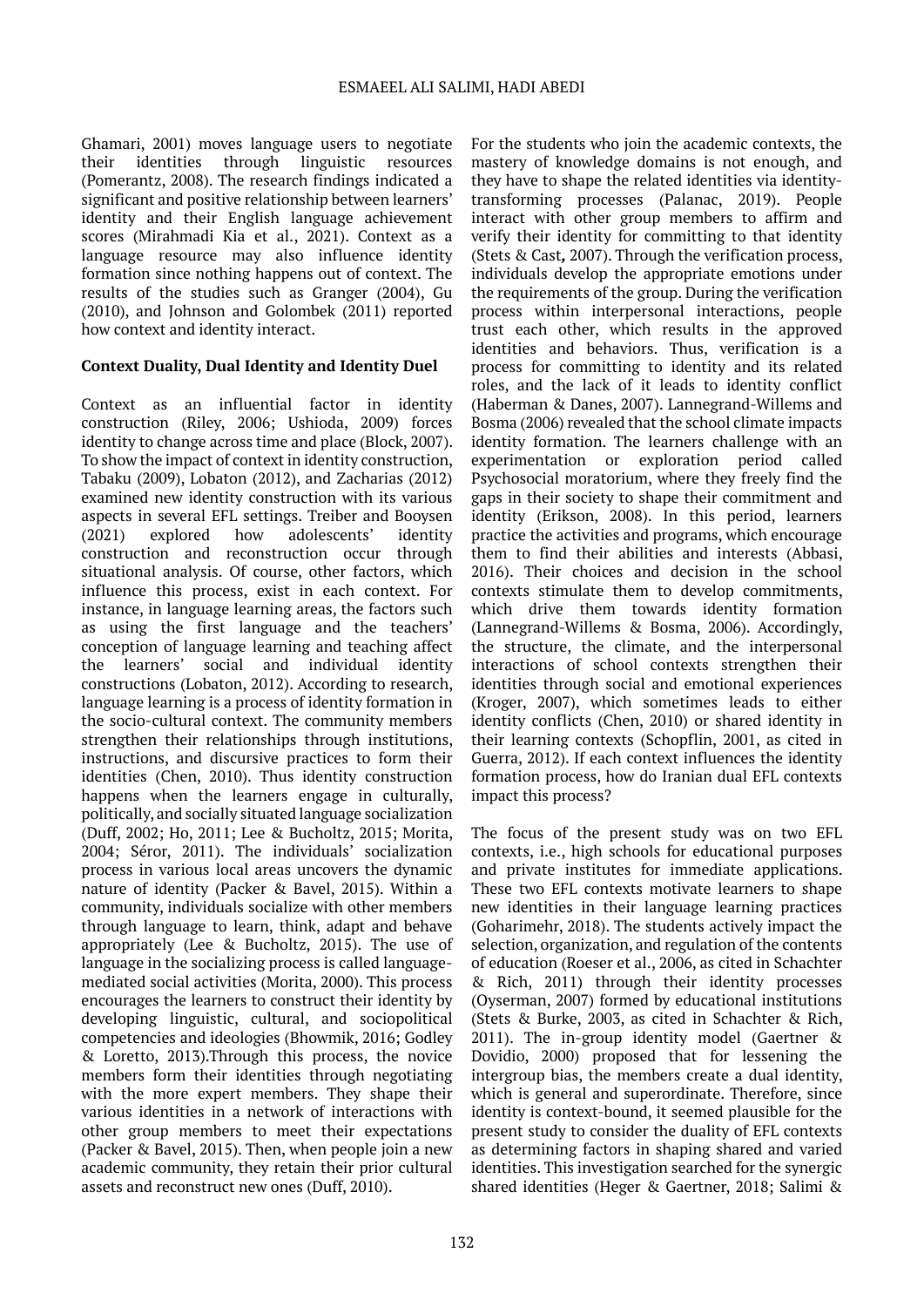Ghamari, 2001) moves language users to negotiate their identities through linguistic resources (Pomerantz, 2008). The research findings indicated a significant and positive relationship between learners' identity and their English language achievement scores (Mirahmadi Kia et al., 2021). Context as a language resource may also influence identity formation since nothing happens out of context. The results of the studies such as Granger (2004), Gu (2010), and Johnson and Golombek (2011) reported how context and identity interact.

**Context Duality, Dual Identity and Identity Duel**

Context as an influential factor in identity construction (Riley, 2006; Ushioda, 2009) forces identity to change across time and place (Block, 2007). To show the impact of context in identity construction, Tabaku (2009), Lobaton (2012), and Zacharias (2012) examined new identity construction with its various aspects in several EFL settings. Treiber and Booysen (2021) explored how adolescents' identity construction and reconstruction occur through situational analysis. Of course, other factors, which influence this process, exist in each context. For instance, in language learning areas, the factors such as using the first language and the teachers' conception of language learning and teaching affect the learners' social and individual identity constructions (Lobaton, 2012). According to research, language learning is a process of identity formation in the socio-cultural context. The community members strengthen their relationships through institutions, instructions, and discursive practices to form their identities (Chen, 2010). Thus identity construction happens when the learners engage in culturally, politically, and socially situated language socialization (Duff, 2002; Ho, 2011; Lee & Bucholtz, 2015; Morita, 2004; Séror, 2011). The individuals' socialization process in various local areas uncovers the dynamic nature of identity (Packer & Bavel, 2015). Within a community, individuals socialize with other members through language to learn, think, adapt and behave appropriately (Lee & Bucholtz, 2015). The use of language in the socializing process is called language-mediated social activities (Morita, 2000). This process encourages the learners to construct their identity by developing linguistic, cultural, and sociopolitical competencies and ideologies (Bhowmik, 2016; Godley & Loretto, 2013).Through this process, the novice members form their identities through negotiating with the more expert members. They shape their various identities in a network of interactions with other group members to meet their expectations (Packer & Bavel, 2015). Then, when people join a new academic community, they retain their prior cultural assets and reconstruct new ones (Duff, 2010).

For the students who join the academic contexts, the mastery of knowledge domains is not enough, and they have to shape the related identities via identity-transforming processes (Palanac, 2019). People interact with other group members to affirm and verify their identity for committing to that identity (Stets & Cast**,** 2007). Through the verification process, individuals develop the appropriate emotions under the requirements of the group. During the verification process within interpersonal interactions, people trust each other, which results in the approved identities and behaviors. Thus, verification is a process for committing to identity and its related roles, and the lack of it leads to identity conflict (Haberman & Danes, 2007). Lannegrand-Willems and Bosma (2006) revealed that the school climate impacts identity formation. The learners challenge with an experimentation or exploration period called Psychosocial moratorium, where they freely find the gaps in their society to shape their commitment and identity (Erikson, 2008). In this period, learners practice the activities and programs, which encourage them to find their abilities and interests (Abbasi, 2016). Their choices and decision in the school contexts stimulate them to develop commitments, which drive them towards identity formation (Lannegrand-Willems & Bosma, 2006). Accordingly, the structure, the climate, and the interpersonal interactions of school contexts strengthen their identities through social and emotional experiences (Kroger, 2007), which sometimes leads to either identity conflicts (Chen, 2010) or shared identity in their learning contexts (Schopflin, 2001, as cited in Guerra, 2012). If each context influences the identity formation process, how do Iranian dual EFL contexts impact this process?

The focus of the present study was on two EFL contexts, i.e., high schools for educational purposes and private institutes for immediate applications. These two EFL contexts motivate learners to shape new identities in their language learning practices (Goharimehr, 2018). The students actively impact the selection, organization, and regulation of the contents of education (Roeser et al., 2006, as cited in Schachter & Rich, 2011) through their identity processes (Oyserman, 2007) formed by educational institutions (Stets & Burke, 2003, as cited in Schachter & Rich, 2011). The in-group identity model (Gaertner & Dovidio, 2000) proposed that for lessening the intergroup bias, the members create a dual identity, which is general and superordinate. Therefore, since identity is context-bound, it seemed plausible for the present study to consider the duality of EFL contexts as determining factors in shaping shared and varied identities. This investigation searched for the synergic shared identities (Heger & Gaertner, 2018; Salimi &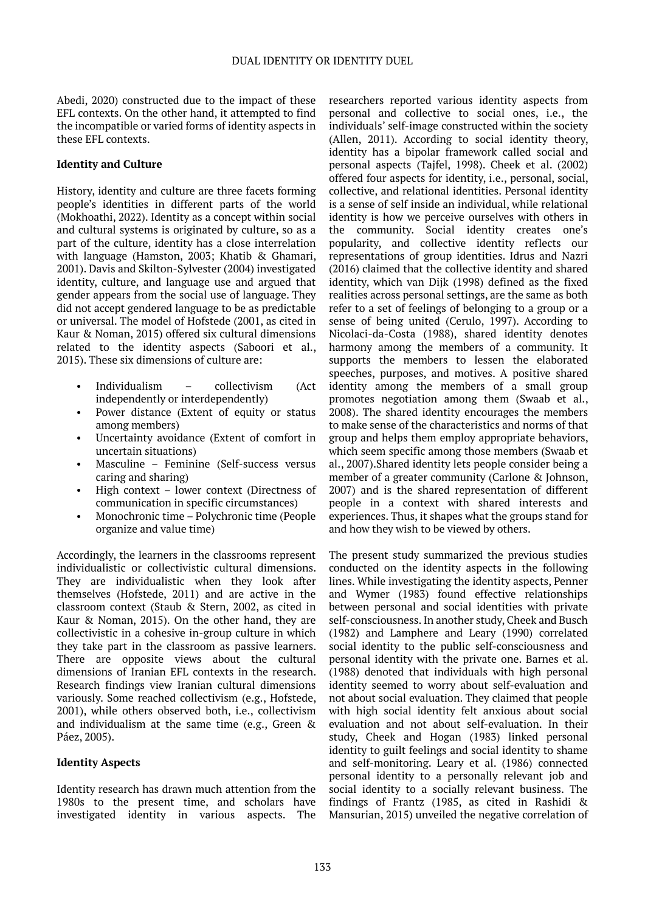Abedi, 2020) constructed due to the impact of these EFL contexts. On the other hand, it attempted to find the incompatible or varied forms of identity aspects in these EFL contexts.

### Identity and Culture

History, identity and culture are three facets forming people's identities in different parts of the world (Mokhoathi, 2022). Identity as a concept within social and cultural systems is originated by culture, so as a part of the culture, identity has a close interrelation with language (Hamston, 2003; Khatib & Ghamari, 2001). Davis and Skilton-Sylvester (2004) investigated identity, culture, and language use and argued that gender appears from the social use of language. They did not accept gendered language to be as predictable or universal. The model of Hofstede (2001, as cited in Kaur & Noman, 2015) offered six cultural dimensions related to the identity aspects (Saboori et al., 2015). These six dimensions of culture are:

- Individualism – collectivism (Act independently or interdependently)
- Power distance (Extent of equity or status among members)
- Uncertainty avoidance (Extent of comfort in uncertain situations)
- Masculine – Feminine (Self-success versus caring and sharing)
- High context – lower context (Directness of communication in specific circumstances)
- Monochronic time – Polychronic time (People organize and value time)

Accordingly, the learners in the classrooms represent individualistic or collectivistic cultural dimensions. They are individualistic when they look after themselves (Hofstede, 2011) and are active in the classroom context (Staub & Stern, 2002, as cited in Kaur & Noman, 2015). On the other hand, they are collectivistic in a cohesive in-group culture in which they take part in the classroom as passive learners. There are opposite views about the cultural dimensions of Iranian EFL contexts in the research. Research findings view Iranian cultural dimensions variously. Some reached collectivism (e.g., Hofstede, 2001), while others observed both, i.e., collectivism and individualism at the same time (e.g., Green & Páez, 2005).

### Identity Aspects

Identity research has drawn much attention from the 1980s to the present time, and scholars have investigated identity in various aspects. The researchers reported various identity aspects from personal and collective to social ones, i.e., the individuals' self-image constructed within the society (Allen, 2011). According to social identity theory, identity has a bipolar framework called social and personal aspects (Tajfel, 1998). Cheek et al. (2002) offered four aspects for identity, i.e., personal, social, collective, and relational identities. Personal identity is a sense of self inside an individual, while relational identity is how we perceive ourselves with others in the community. Social identity creates one's popularity, and collective identity reflects our representations of group identities. Idrus and Nazri (2016) claimed that the collective identity and shared identity, which van Dijk (1998) defined as the fixed realities across personal settings, are the same as both refer to a set of feelings of belonging to a group or a sense of being united (Cerulo, 1997). According to Nicolaci-da-Costa (1988), shared identity denotes harmony among the members of a community. It supports the members to lessen the elaborated speeches, purposes, and motives. A positive shared identity among the members of a small group promotes negotiation among them (Swaab et al., 2008). The shared identity encourages the members to make sense of the characteristics and norms of that group and helps them employ appropriate behaviors, which seem specific among those members (Swaab et al., 2007).Shared identity lets people consider being a member of a greater community (Carlone & Johnson, 2007) and is the shared representation of different people in a context with shared interests and experiences. Thus, it shapes what the groups stand for and how they wish to be viewed by others.

The present study summarized the previous studies conducted on the identity aspects in the following lines. While investigating the identity aspects, Penner and Wymer (1983) found effective relationships between personal and social identities with private self-consciousness. In another study, Cheek and Busch (1982) and Lamphere and Leary (1990) correlated social identity to the public self-consciousness and personal identity with the private one. Barnes et al. (1988) denoted that individuals with high personal identity seemed to worry about self-evaluation and not about social evaluation. They claimed that people with high social identity felt anxious about social evaluation and not about self-evaluation. In their study, Cheek and Hogan (1983) linked personal identity to guilt feelings and social identity to shame and self-monitoring. Leary et al. (1986) connected personal identity to a personally relevant job and social identity to a socially relevant business. The findings of Frantz (1985, as cited in Rashidi & Mansurian, 2015) unveiled the negative correlation of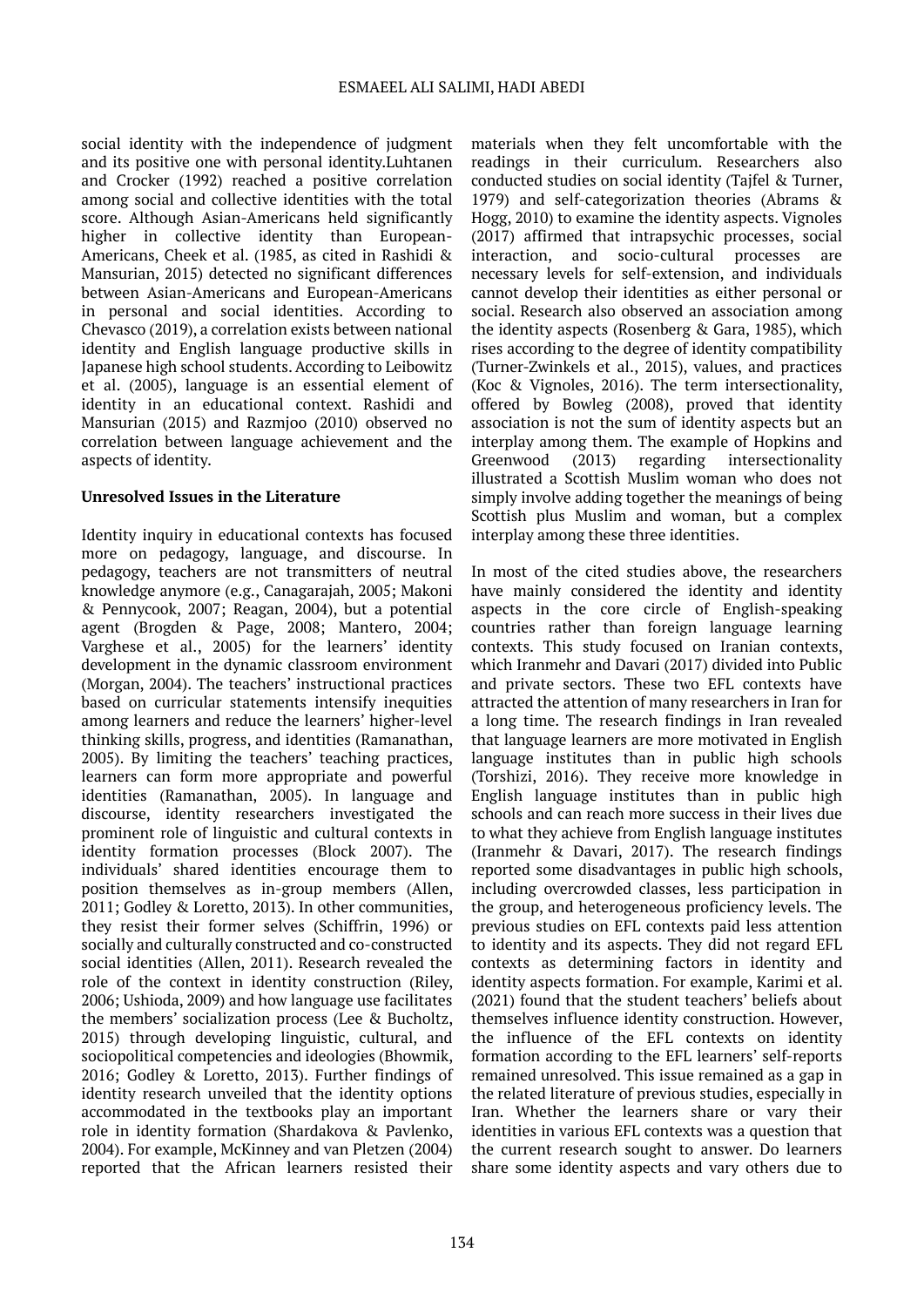social identity with the independence of judgment and its positive one with personal identity.Luhtanen and Crocker (1992) reached a positive correlation among social and collective identities with the total score. Although Asian-Americans held significantly higher in collective identity than European-Americans, Cheek et al. (1985, as cited in Rashidi & Mansurian, 2015) detected no significant differences between Asian-Americans and European-Americans in personal and social identities. According to Chevasco (2019), a correlation exists between national identity and English language productive skills in Japanese high school students. According to Leibowitz et al. (2005), language is an essential element of identity in an educational context. Rashidi and Mansurian (2015) and Razmjoo (2010) observed no correlation between language achievement and the aspects of identity.

**Unresolved Issues in the Literature**

Identity inquiry in educational contexts has focused more on pedagogy, language, and discourse. In pedagogy, teachers are not transmitters of neutral knowledge anymore (e.g., Canagarajah, 2005; Makoni & Pennycook, 2007; Reagan, 2004), but a potential agent (Brogden & Page, 2008; Mantero, 2004; Varghese et al., 2005) for the learners' identity development in the dynamic classroom environment (Morgan, 2004). The teachers' instructional practices based on curricular statements intensify inequities among learners and reduce the learners' higher-level thinking skills, progress, and identities (Ramanathan, 2005). By limiting the teachers' teaching practices, learners can form more appropriate and powerful identities (Ramanathan, 2005). In language and discourse, identity researchers investigated the prominent role of linguistic and cultural contexts in identity formation processes (Block 2007). The individuals' shared identities encourage them to position themselves as in-group members (Allen, 2011; Godley & Loretto, 2013). In other communities, they resist their former selves (Schiffrin, 1996) or socially and culturally constructed and co-constructed social identities (Allen, 2011). Research revealed the role of the context in identity construction (Riley, 2006; Ushioda, 2009) and how language use facilitates the members' socialization process (Lee & Bucholtz, 2015) through developing linguistic, cultural, and sociopolitical competencies and ideologies (Bhowmik, 2016; Godley & Loretto, 2013). Further findings of identity research unveiled that the identity options accommodated in the textbooks play an important role in identity formation (Shardakova & Pavlenko, 2004). For example, McKinney and van Pletzen (2004) reported that the African learners resisted their materials when they felt uncomfortable with the readings in their curriculum. Researchers also conducted studies on social identity (Tajfel & Turner, 1979) and self-categorization theories (Abrams & Hogg, 2010) to examine the identity aspects. Vignoles (2017) affirmed that intrapsychic processes, social interaction, and socio-cultural processes are necessary levels for self-extension, and individuals cannot develop their identities as either personal or social. Research also observed an association among the identity aspects (Rosenberg & Gara, 1985), which rises according to the degree of identity compatibility (Turner-Zwinkels et al., 2015), values, and practices (Koc & Vignoles, 2016). The term intersectionality, offered by Bowleg (2008), proved that identity association is not the sum of identity aspects but an interplay among them. The example of Hopkins and Greenwood (2013) regarding intersectionality illustrated a Scottish Muslim woman who does not simply involve adding together the meanings of being Scottish plus Muslim and woman, but a complex interplay among these three identities.

In most of the cited studies above, the researchers have mainly considered the identity and identity aspects in the core circle of English-speaking countries rather than foreign language learning contexts. This study focused on Iranian contexts, which Iranmehr and Davari (2017) divided into Public and private sectors. These two EFL contexts have attracted the attention of many researchers in Iran for a long time. The research findings in Iran revealed that language learners are more motivated in English language institutes than in public high schools (Torshizi, 2016). They receive more knowledge in English language institutes than in public high schools and can reach more success in their lives due to what they achieve from English language institutes (Iranmehr & Davari, 2017). The research findings reported some disadvantages in public high schools, including overcrowded classes, less participation in the group, and heterogeneous proficiency levels. The previous studies on EFL contexts paid less attention to identity and its aspects. They did not regard EFL contexts as determining factors in identity and identity aspects formation. For example, Karimi et al. (2021) found that the student teachers' beliefs about themselves influence identity construction. However, the influence of the EFL contexts on identity formation according to the EFL learners' self-reports remained unresolved. This issue remained as a gap in the related literature of previous studies, especially in Iran. Whether the learners share or vary their identities in various EFL contexts was a question that the current research sought to answer. Do learners share some identity aspects and vary others due to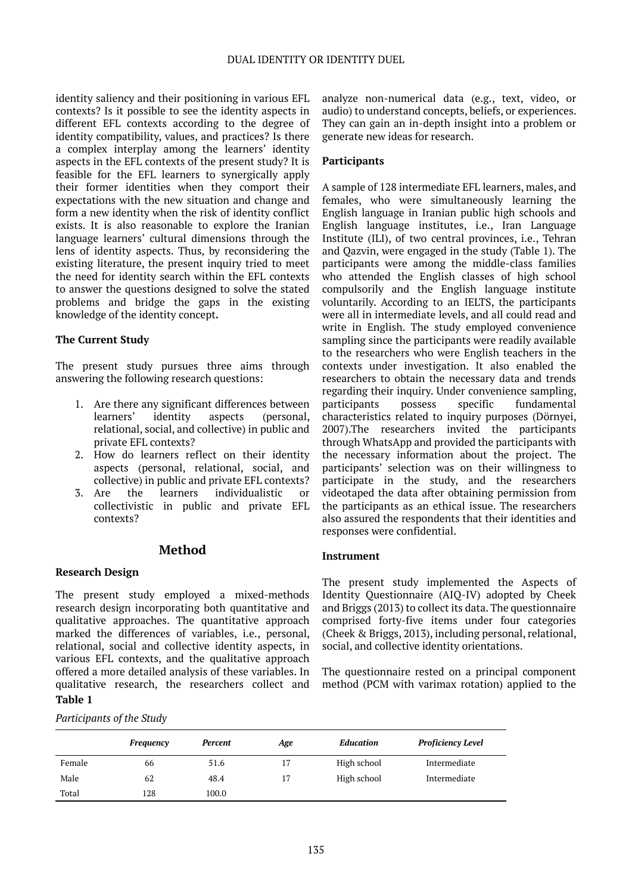identity saliency and their positioning in various EFL contexts? Is it possible to see the identity aspects in different EFL contexts according to the degree of identity compatibility, values, and practices? Is there a complex interplay among the learners' identity aspects in the EFL contexts of the present study? It is feasible for the EFL learners to synergically apply their former identities when they comport their expectations with the new situation and change and form a new identity when the risk of identity conflict exists. It is also reasonable to explore the Iranian language learners' cultural dimensions through the lens of identity aspects. Thus, by reconsidering the existing literature, the present inquiry tried to meet the need for identity search within the EFL contexts to answer the questions designed to solve the stated problems and bridge the gaps in the existing knowledge of the identity concept**.**

### The Current Study

The present study pursues three aims through answering the following research questions:

1. Are there any significant differences between learners' identity aspects (personal, relational, social, and collective) in public and private EFL contexts?
2. How do learners reflect on their identity aspects (personal, relational, social, and collective) in public and private EFL contexts?
3. Are the learners individualistic or collectivistic in public and private EFL contexts?

## Method

### Research Design

The present study employed a mixed-methods research design incorporating both quantitative and qualitative approaches. The quantitative approach marked the differences of variables, i.e., personal, relational, social and collective identity aspects, in various EFL contexts, and the qualitative approach offered a more detailed analysis of these variables. In qualitative research, the researchers collect and analyze non-numerical data (e.g., text, video, or audio) to understand concepts, beliefs, or experiences. They can gain an in-depth insight into a problem or generate new ideas for research.

### Participants

A sample of 128 intermediate EFL learners, males, and females, who were simultaneously learning the English language in Iranian public high schools and English language institutes, i.e., Iran Language Institute (ILI), of two central provinces, i.e., Tehran and Qazvin, were engaged in the study (Table 1). The participants were among the middle-class families who attended the English classes of high school compulsorily and the English language institute voluntarily. According to an IELTS, the participants were all in intermediate levels, and all could read and write in English. The study employed convenience sampling since the participants were readily available to the researchers who were English teachers in the contexts under investigation. It also enabled the researchers to obtain the necessary data and trends regarding their inquiry. Under convenience sampling, participants possess specific fundamental characteristics related to inquiry purposes (Dörnyei, 2007).The researchers invited the participants through WhatsApp and provided the participants with the necessary information about the project. The participants' selection was on their willingness to participate in the study, and the researchers videotaped the data after obtaining permission from the participants as an ethical issue. The researchers also assured the respondents that their identities and responses were confidential.

### Instrument

The present study implemented the Aspects of Identity Questionnaire (AIQ-IV) adopted by Cheek and Briggs (2013) to collect its data. The questionnaire comprised forty-five items under four categories (Cheek & Briggs, 2013), including personal, relational, social, and collective identity orientations.

The questionnaire rested on a principal component method (PCM with varimax rotation) applied to the

**Table 1**

*Participants of the Study*

| | *Frequency* | *Percent* | *Age* | *Education* | *Proficiency Level* |
|---|---|---|---|---|---|
| Female | 66 | 51.6 | 17 | High school | Intermediate |
| Male | 62 | 48.4 | 17 | High school | Intermediate |
| Total | 128 | 100.0 | | | |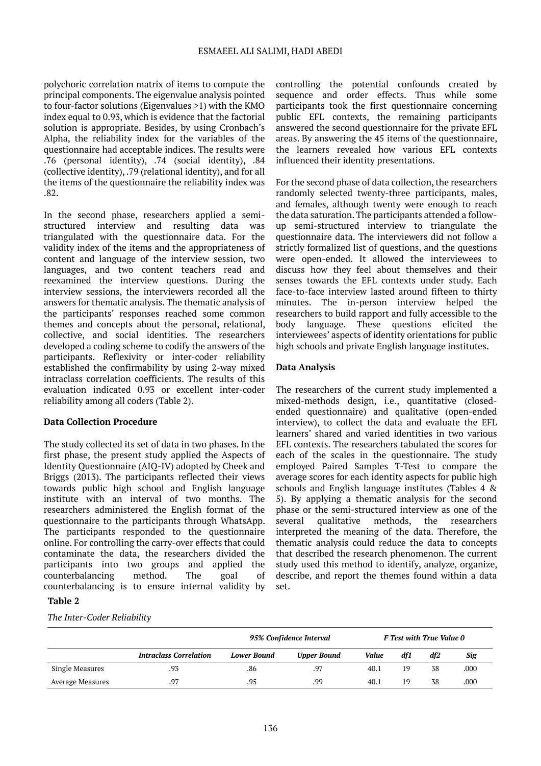polychoric correlation matrix of items to compute the principal components. The eigenvalue analysis pointed to four-factor solutions (Eigenvalues >1) with the KMO index equal to 0.93, which is evidence that the factorial solution is appropriate. Besides, by using Cronbach's Alpha, the reliability index for the variables of the questionnaire had acceptable indices. The results were .76 (personal identity), .74 (social identity), .84 (collective identity), .79 (relational identity), and for all the items of the questionnaire the reliability index was .82.

In the second phase, researchers applied a semi-structured interview and resulting data was triangulated with the questionnaire data. For the validity index of the items and the appropriateness of content and language of the interview session, two languages, and two content teachers read and reexamined the interview questions. During the interview sessions, the interviewers recorded all the answers for thematic analysis. The thematic analysis of the participants' responses reached some common themes and concepts about the personal, relational, collective, and social identities. The researchers developed a coding scheme to codify the answers of the participants. Reflexivity or inter-coder reliability established the confirmability by using 2-way mixed intraclass correlation coefficients. The results of this evaluation indicated 0.93 or excellent inter-coder reliability among all coders (Table 2).

### Data Collection Procedure

The study collected its set of data in two phases. In the first phase, the present study applied the Aspects of Identity Questionnaire (AIQ-IV) adopted by Cheek and Briggs (2013). The participants reflected their views towards public high school and English language institute with an interval of two months. The researchers administered the English format of the questionnaire to the participants through WhatsApp. The participants responded to the questionnaire online. For controlling the carry-over effects that could contaminate the data, the researchers divided the participants into two groups and applied the counterbalancing method. The goal of counterbalancing is to ensure internal validity by controlling the potential confounds created by sequence and order effects. Thus while some participants took the first questionnaire concerning public EFL contexts, the remaining participants answered the second questionnaire for the private EFL areas. By answering the 45 items of the questionnaire, the learners revealed how various EFL contexts influenced their identity presentations.

For the second phase of data collection, the researchers randomly selected twenty-three participants, males, and females, although twenty were enough to reach the data saturation. The participants attended a follow-up semi-structured interview to triangulate the questionnaire data. The interviewers did not follow a strictly formalized list of questions, and the questions were open-ended. It allowed the interviewees to discuss how they feel about themselves and their senses towards the EFL contexts under study. Each face-to-face interview lasted around fifteen to thirty minutes. The in-person interview helped the researchers to build rapport and fully accessible to the body language. These questions elicited the interviewees' aspects of identity orientations for public high schools and private English language institutes.

### Data Analysis

The researchers of the current study implemented a mixed-methods design, i.e., quantitative (closed-ended questionnaire) and qualitative (open-ended interview), to collect the data and evaluate the EFL learners' shared and varied identities in two various EFL contexts. The researchers tabulated the scores for each of the scales in the questionnaire. The study employed Paired Samples T-Test to compare the average scores for each identity aspects for public high schools and English language institutes (Tables 4 & 5). By applying a thematic analysis for the second phase or the semi-structured interview as one of the several qualitative methods, the researchers interpreted the meaning of the data. Therefore, the thematic analysis could reduce the data to concepts that described the research phenomenon. The current study used this method to identify, analyze, organize, describe, and report the themes found within a data set.

**Table 2**

*The Inter-Coder Reliability*

| | | *95% Confidence Interval* | | *F Test with True Value 0* | | | |
|---|---|---|---|---|---|---|---|
| | *Intraclass Correlation* | *Lower Bound* | *Upper Bound* | *Value* | *df1* | *df2* | *Sig* |
| Single Measures | .93 | .86 | .97 | 40.1 | 19 | 38 | .000 |
| Average Measures | .97 | .95 | .99 | 40.1 | 19 | 38 | .000 |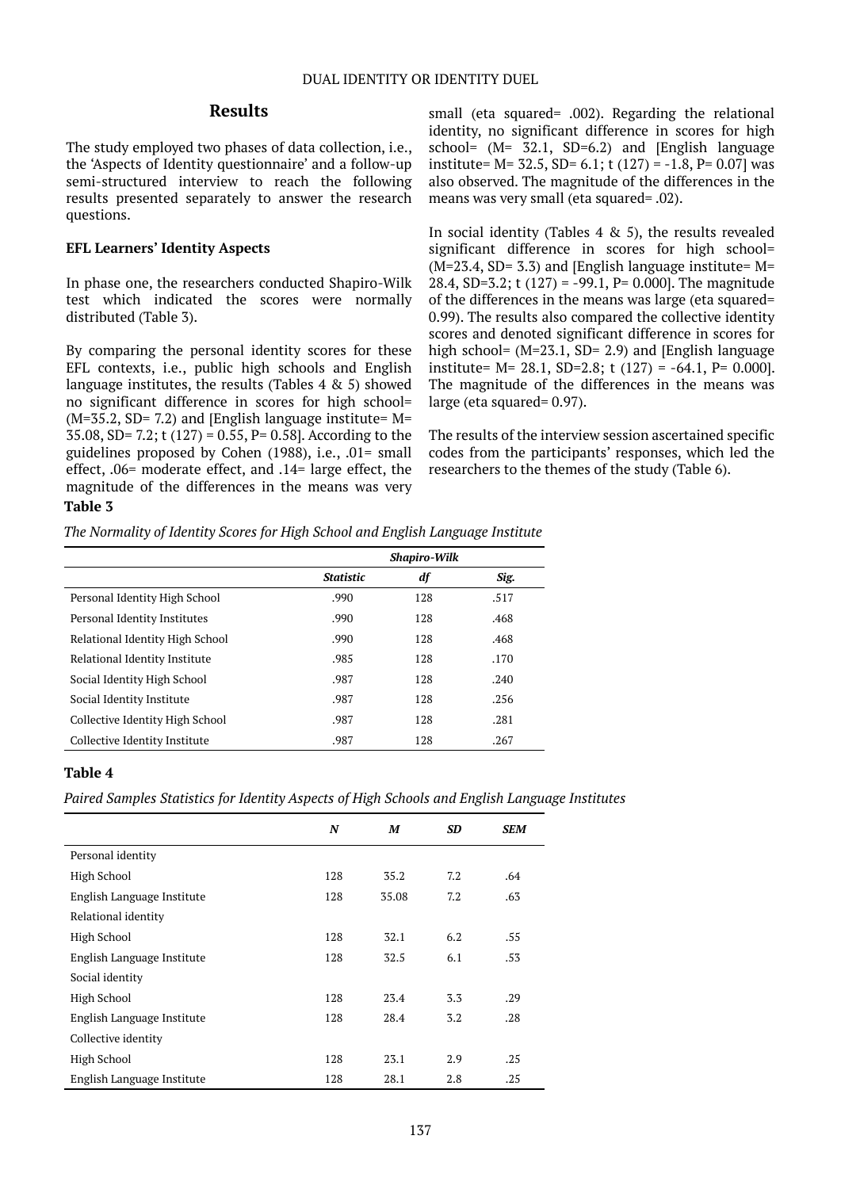## Results

The study employed two phases of data collection, i.e., the 'Aspects of Identity questionnaire' and a follow-up semi-structured interview to reach the following results presented separately to answer the research questions.

### EFL Learners' Identity Aspects

In phase one, the researchers conducted Shapiro-Wilk test which indicated the scores were normally distributed (Table 3).

By comparing the personal identity scores for these EFL contexts, i.e., public high schools and English language institutes, the results (Tables 4 & 5) showed no significant difference in scores for high school= (M=35.2, SD= 7.2) and [English language institute= M= 35.08, SD= 7.2; t (127) = 0.55, P= 0.58]. According to the guidelines proposed by Cohen (1988), i.e., .01= small effect, .06= moderate effect, and .14= large effect, the magnitude of the differences in the means was very small (eta squared= .002). Regarding the relational identity, no significant difference in scores for high school= (M= 32.1, SD=6.2) and [English language institute= M= 32.5, SD= 6.1; t (127) = -1.8, P= 0.07] was also observed. The magnitude of the differences in the means was very small (eta squared= .02).

In social identity (Tables 4 & 5), the results revealed significant difference in scores for high school= (M=23.4, SD= 3.3) and [English language institute= M= 28.4, SD=3.2; t (127) = -99.1, P= 0.000]. The magnitude of the differences in the means was large (eta squared= 0.99). The results also compared the collective identity scores and denoted significant difference in scores for high school= (M=23.1, SD= 2.9) and [English language institute= M= 28.1, SD=2.8; t (127) = -64.1, P= 0.000]. The magnitude of the differences in the means was large (eta squared= 0.97).

The results of the interview session ascertained specific codes from the participants' responses, which led the researchers to the themes of the study (Table 6).

**Table 3**

*The Normality of Identity Scores for High School and English Language Institute*

| | *Shapiro-Wilk* | | |
|---|---|---|---|
| | ***Statistic*** | ***df*** | ***Sig.*** |
| Personal Identity High School | .990 | 128 | .517 |
| Personal Identity Institutes | .990 | 128 | .468 |
| Relational Identity High School | .990 | 128 | .468 |
| Relational Identity Institute | .985 | 128 | .170 |
| Social Identity High School | .987 | 128 | .240 |
| Social Identity Institute | .987 | 128 | .256 |
| Collective Identity High School | .987 | 128 | .281 |
| Collective Identity Institute | .987 | 128 | .267 |

**Table 4**

*Paired Samples Statistics for Identity Aspects of High Schools and English Language Institutes*

| | ***N*** | ***M*** | ***SD*** | ***SEM*** |
|---|---|---|---|---|
| Personal identity | | | | |
| High School | 128 | 35.2 | 7.2 | .64 |
| English Language Institute | 128 | 35.08 | 7.2 | .63 |
| Relational identity | | | | |
| High School | 128 | 32.1 | 6.2 | .55 |
| English Language Institute | 128 | 32.5 | 6.1 | .53 |
| Social identity | | | | |
| High School | 128 | 23.4 | 3.3 | .29 |
| English Language Institute | 128 | 28.4 | 3.2 | .28 |
| Collective identity | | | | |
| High School | 128 | 23.1 | 2.9 | .25 |
| English Language Institute | 128 | 28.1 | 2.8 | .25 |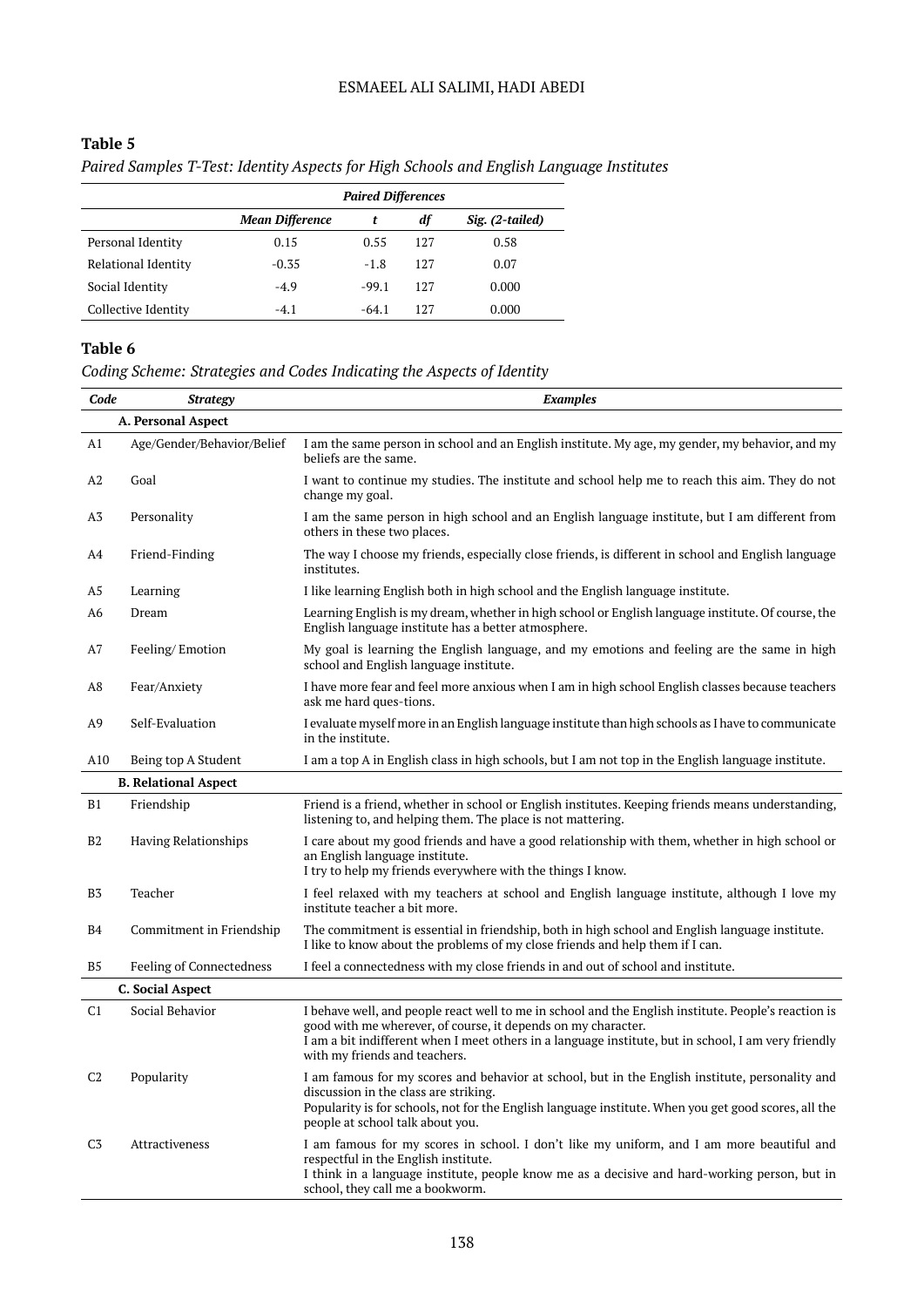**Table 5**

*Paired Samples T-Test: Identity Aspects for High Schools and English Language Institutes*

| | *Paired Differences* | | | |
|---|---|---|---|---|
| | ***Mean Difference*** | ***t*** | ***df*** | ***Sig. (2-tailed)*** |
| Personal Identity | 0.15 | 0.55 | 127 | 0.58 |
| Relational Identity | -0.35 | -1.8 | 127 | 0.07 |
| Social Identity | -4.9 | -99.1 | 127 | 0.000 |
| Collective Identity | -4.1 | -64.1 | 127 | 0.000 |

**Table 6**

*Coding Scheme: Strategies and Codes Indicating the Aspects of Identity*

| *Code* | *Strategy* | *Examples* |
|---|---|---|
| | **A. Personal Aspect** | |
| A1 | Age/Gender/Behavior/Belief | I am the same person in school and an English institute. My age, my gender, my behavior, and my beliefs are the same. |
| A2 | Goal | I want to continue my studies. The institute and school help me to reach this aim. They do not change my goal. |
| A3 | Personality | I am the same person in high school and an English language institute, but I am different from others in these two places. |
| A4 | Friend-Finding | The way I choose my friends, especially close friends, is different in school and English language institutes. |
| A5 | Learning | I like learning English both in high school and the English language institute. |
| A6 | Dream | Learning English is my dream, whether in high school or English language institute. Of course, the English language institute has a better atmosphere. |
| A7 | Feeling/ Emotion | My goal is learning the English language, and my emotions and feeling are the same in high school and English language institute. |
| A8 | Fear/Anxiety | I have more fear and feel more anxious when I am in high school English classes because teachers ask me hard ques-tions. |
| A9 | Self-Evaluation | I evaluate myself more in an English language institute than high schools as I have to communicate in the institute. |
| A10 | Being top A Student | I am a top A in English class in high schools, but I am not top in the English language institute. |
| | **B. Relational Aspect** | |
| B1 | Friendship | Friend is a friend, whether in school or English institutes. Keeping friends means understanding, listening to, and helping them. The place is not mattering. |
| B2 | Having Relationships | I care about my good friends and have a good relationship with them, whether in high school or an English language institute.<br>I try to help my friends everywhere with the things I know. |
| B3 | Teacher | I feel relaxed with my teachers at school and English language institute, although I love my institute teacher a bit more. |
| B4 | Commitment in Friendship | The commitment is essential in friendship, both in high school and English language institute.<br>I like to know about the problems of my close friends and help them if I can. |
| B5 | Feeling of Connectedness | I feel a connectedness with my close friends in and out of school and institute. |
| | **C. Social Aspect** | |
| C1 | Social Behavior | I behave well, and people react well to me in school and the English institute. People's reaction is good with me wherever, of course, it depends on my character.<br>I am a bit indifferent when I meet others in a language institute, but in school, I am very friendly with my friends and teachers. |
| C2 | Popularity | I am famous for my scores and behavior at school, but in the English institute, personality and discussion in the class are striking.<br>Popularity is for schools, not for the English language institute. When you get good scores, all the people at school talk about you. |
| C3 | Attractiveness | I am famous for my scores in school. I don't like my uniform, and I am more beautiful and respectful in the English institute.<br>I think in a language institute, people know me as a decisive and hard-working person, but in school, they call me a bookworm. |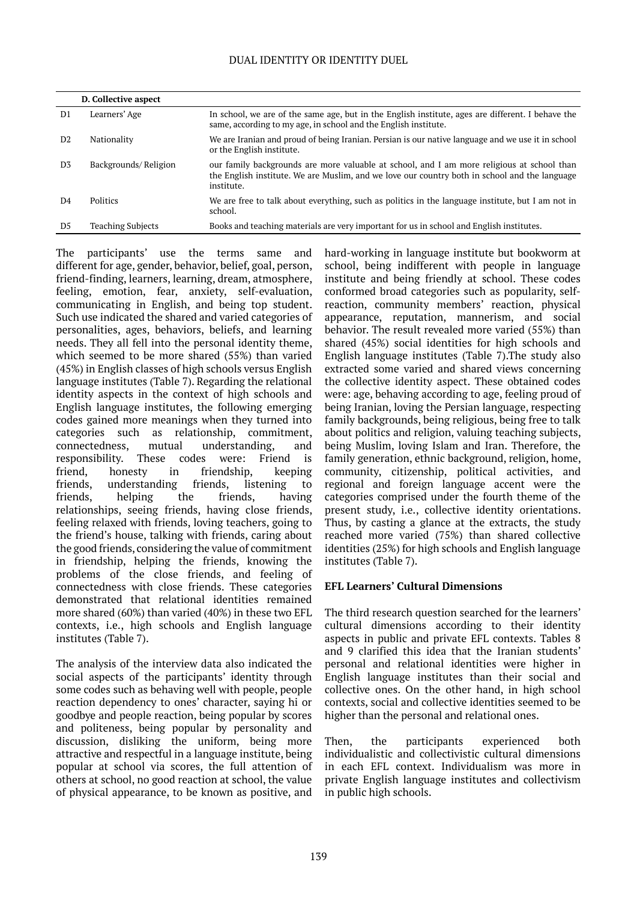| | D. Collective aspect | |
|---|---|---|
| D1 | Learners' Age | In school, we are of the same age, but in the English institute, ages are different. I behave the same, according to my age, in school and the English institute. |
| D2 | Nationality | We are Iranian and proud of being Iranian. Persian is our native language and we use it in school or the English institute. |
| D3 | Backgrounds/ Religion | our family backgrounds are more valuable at school, and I am more religious at school than the English institute. We are Muslim, and we love our country both in school and the language institute. |
| D4 | Politics | We are free to talk about everything, such as politics in the language institute, but I am not in school. |
| D5 | Teaching Subjects | Books and teaching materials are very important for us in school and English institutes. |

The participants' use the terms same and different for age, gender, behavior, belief, goal, person, friend-finding, learners, learning, dream, atmosphere, feeling, emotion, fear, anxiety, self-evaluation, communicating in English, and being top student. Such use indicated the shared and varied categories of personalities, ages, behaviors, beliefs, and learning needs. They all fell into the personal identity theme, which seemed to be more shared (55%) than varied (45%) in English classes of high schools versus English language institutes (Table 7). Regarding the relational identity aspects in the context of high schools and English language institutes, the following emerging codes gained more meanings when they turned into categories such as relationship, commitment, connectedness, mutual understanding, and responsibility. These codes were: Friend is friend, honesty in friendship, keeping friends, understanding friends, listening to friends, helping the friends, having relationships, seeing friends, having close friends, feeling relaxed with friends, loving teachers, going to the friend's house, talking with friends, caring about the good friends, considering the value of commitment in friendship, helping the friends, knowing the problems of the close friends, and feeling of connectedness with close friends. These categories demonstrated that relational identities remained more shared (60%) than varied (40%) in these two EFL contexts, i.e., high schools and English language institutes (Table 7).

The analysis of the interview data also indicated the social aspects of the participants' identity through some codes such as behaving well with people, people reaction dependency to ones' character, saying hi or goodbye and people reaction, being popular by scores and politeness, being popular by personality and discussion, disliking the uniform, being more attractive and respectful in a language institute, being popular at school via scores, the full attention of others at school, no good reaction at school, the value of physical appearance, to be known as positive, and hard-working in language institute but bookworm at school, being indifferent with people in language institute and being friendly at school. These codes conformed broad categories such as popularity, self-reaction, community members' reaction, physical appearance, reputation, mannerism, and social behavior. The result revealed more varied (55%) than shared (45%) social identities for high schools and English language institutes (Table 7).The study also extracted some varied and shared views concerning the collective identity aspect. These obtained codes were: age, behaving according to age, feeling proud of being Iranian, loving the Persian language, respecting family backgrounds, being religious, being free to talk about politics and religion, valuing teaching subjects, being Muslim, loving Islam and Iran. Therefore, the family generation, ethnic background, religion, home, community, citizenship, political activities, and regional and foreign language accent were the categories comprised under the fourth theme of the present study, i.e., collective identity orientations. Thus, by casting a glance at the extracts, the study reached more varied (75%) than shared collective identities (25%) for high schools and English language institutes (Table 7).

### EFL Learners' Cultural Dimensions

The third research question searched for the learners' cultural dimensions according to their identity aspects in public and private EFL contexts. Tables 8 and 9 clarified this idea that the Iranian students' personal and relational identities were higher in English language institutes than their social and collective ones. On the other hand, in high school contexts, social and collective identities seemed to be higher than the personal and relational ones.

Then, the participants experienced both individualistic and collectivistic cultural dimensions in each EFL context. Individualism was more in private English language institutes and collectivism in public high schools.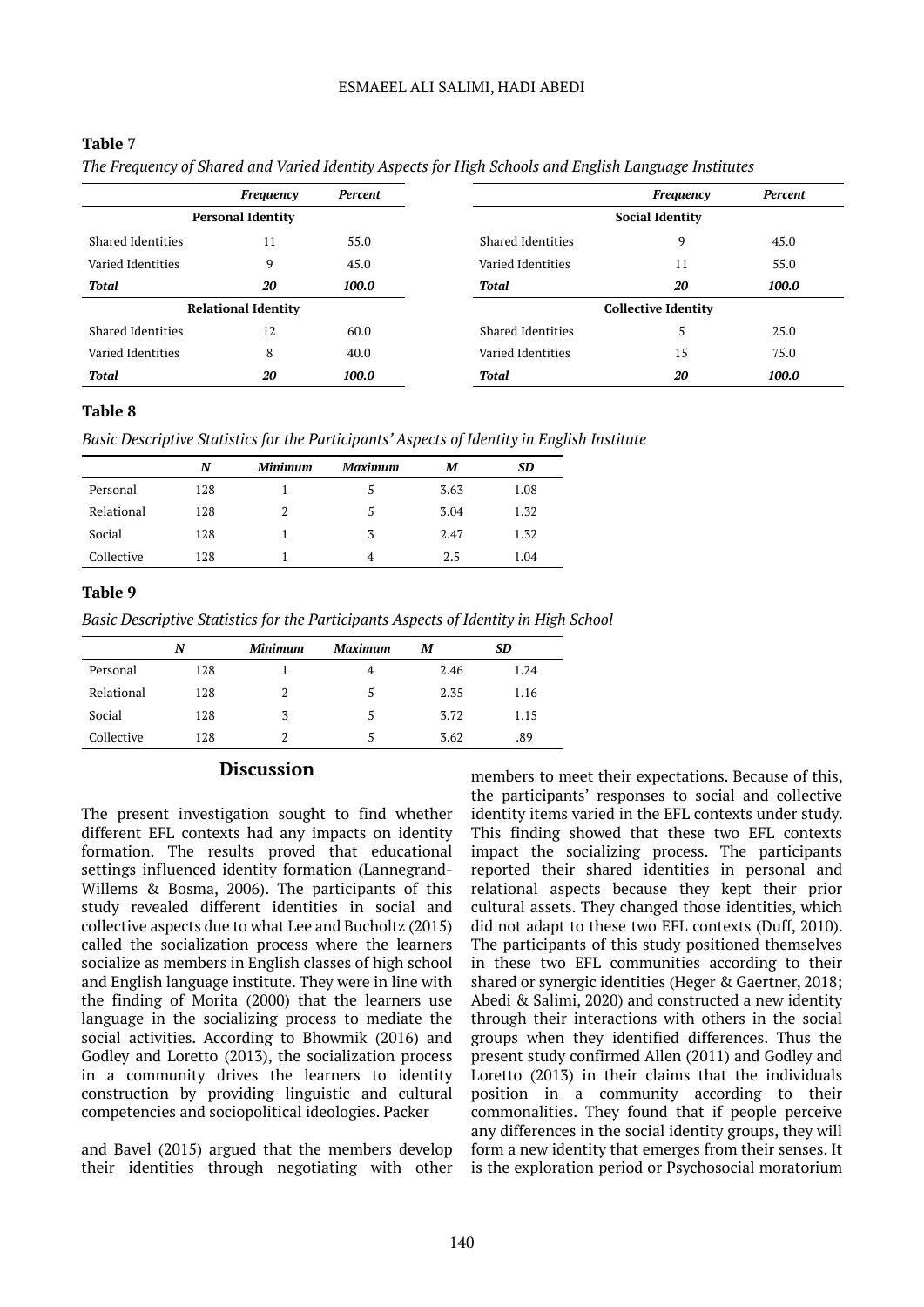**Table 7**

*The Frequency of Shared and Varied Identity Aspects for High Schools and English Language Institutes*

| | *Frequency* | *Percent* | | *Frequency* | *Percent* |
|---|---|---|---|---|---|
| **Personal Identity** | | | **Social Identity** | | |
| Shared Identities | 11 | 55.0 | Shared Identities | 9 | 45.0 |
| Varied Identities | 9 | 45.0 | Varied Identities | 11 | 55.0 |
| ***Total*** | ***20*** | ***100.0*** | ***Total*** | ***20*** | ***100.0*** |
| **Relational Identity** | | | **Collective Identity** | | |
| Shared Identities | 12 | 60.0 | Shared Identities | 5 | 25.0 |
| Varied Identities | 8 | 40.0 | Varied Identities | 15 | 75.0 |
| ***Total*** | ***20*** | ***100.0*** | ***Total*** | ***20*** | ***100.0*** |

**Table 8**

*Basic Descriptive Statistics for the Participants' Aspects of Identity in English Institute*

| | *N* | *Minimum* | *Maximum* | *M* | *SD* |
|---|---|---|---|---|---|
| Personal | 128 | 1 | 5 | 3.63 | 1.08 |
| Relational | 128 | 2 | 5 | 3.04 | 1.32 |
| Social | 128 | 1 | 3 | 2.47 | 1.32 |
| Collective | 128 | 1 | 4 | 2.5 | 1.04 |

**Table 9**

*Basic Descriptive Statistics for the Participants Aspects of Identity in High School*

| | *N* | *Minimum* | *Maximum* | *M* | *SD* |
|---|---|---|---|---|---|
| Personal | 128 | 1 | 4 | 2.46 | 1.24 |
| Relational | 128 | 2 | 5 | 2.35 | 1.16 |
| Social | 128 | 3 | 5 | 3.72 | 1.15 |
| Collective | 128 | 2 | 5 | 3.62 | .89 |

## Discussion

The present investigation sought to find whether different EFL contexts had any impacts on identity formation. The results proved that educational settings influenced identity formation (Lannegrand-Willems & Bosma, 2006). The participants of this study revealed different identities in social and collective aspects due to what Lee and Bucholtz (2015) called the socialization process where the learners socialize as members in English classes of high school and English language institute. They were in line with the finding of Morita (2000) that the learners use language in the socializing process to mediate the social activities. According to Bhowmik (2016) and Godley and Loretto (2013), the socialization process in a community drives the learners to identity construction by providing linguistic and cultural competencies and sociopolitical ideologies. Packer and Bavel (2015) argued that the members develop their identities through negotiating with other members to meet their expectations. Because of this, the participants' responses to social and collective identity items varied in the EFL contexts under study. This finding showed that these two EFL contexts impact the socializing process. The participants reported their shared identities in personal and relational aspects because they kept their prior cultural assets. They changed those identities, which did not adapt to these two EFL contexts (Duff, 2010). The participants of this study positioned themselves in these two EFL communities according to their shared or synergic identities (Heger & Gaertner, 2018; Abedi & Salimi, 2020) and constructed a new identity through their interactions with others in the social groups when they identified differences. Thus the present study confirmed Allen (2011) and Godley and Loretto (2013) in their claims that the individuals position in a community according to their commonalities. They found that if people perceive any differences in the social identity groups, they will form a new identity that emerges from their senses. It is the exploration period or Psychosocial moratorium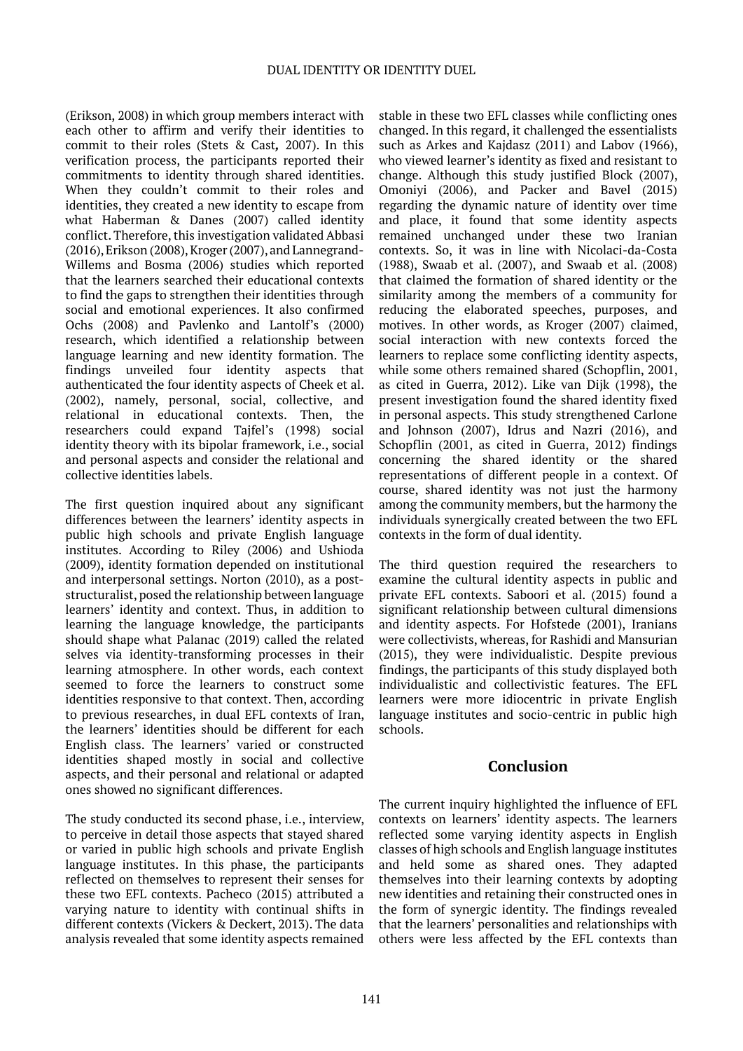(Erikson, 2008) in which group members interact with each other to affirm and verify their identities to commit to their roles (Stets & Cast*,* 2007). In this verification process, the participants reported their commitments to identity through shared identities. When they couldn't commit to their roles and identities, they created a new identity to escape from what Haberman & Danes (2007) called identity conflict. Therefore, this investigation validated Abbasi (2016), Erikson (2008), Kroger (2007), and Lannegrand-Willems and Bosma (2006) studies which reported that the learners searched their educational contexts to find the gaps to strengthen their identities through social and emotional experiences. It also confirmed Ochs (2008) and Pavlenko and Lantolf's (2000) research, which identified a relationship between language learning and new identity formation. The findings unveiled four identity aspects that authenticated the four identity aspects of Cheek et al. (2002), namely, personal, social, collective, and relational in educational contexts. Then, the researchers could expand Tajfel's (1998) social identity theory with its bipolar framework, i.e., social and personal aspects and consider the relational and collective identities labels.

The first question inquired about any significant differences between the learners' identity aspects in public high schools and private English language institutes. According to Riley (2006) and Ushioda (2009), identity formation depended on institutional and interpersonal settings. Norton (2010), as a post-structuralist, posed the relationship between language learners' identity and context. Thus, in addition to learning the language knowledge, the participants should shape what Palanac (2019) called the related selves via identity-transforming processes in their learning atmosphere. In other words, each context seemed to force the learners to construct some identities responsive to that context. Then, according to previous researches, in dual EFL contexts of Iran, the learners' identities should be different for each English class. The learners' varied or constructed identities shaped mostly in social and collective aspects, and their personal and relational or adapted ones showed no significant differences.

The study conducted its second phase, i.e., interview, to perceive in detail those aspects that stayed shared or varied in public high schools and private English language institutes. In this phase, the participants reflected on themselves to represent their senses for these two EFL contexts. Pacheco (2015) attributed a varying nature to identity with continual shifts in different contexts (Vickers & Deckert, 2013). The data analysis revealed that some identity aspects remained stable in these two EFL classes while conflicting ones changed. In this regard, it challenged the essentialists such as Arkes and Kajdasz (2011) and Labov (1966), who viewed learner's identity as fixed and resistant to change. Although this study justified Block (2007), Omoniyi (2006), and Packer and Bavel (2015) regarding the dynamic nature of identity over time and place, it found that some identity aspects remained unchanged under these two Iranian contexts. So, it was in line with Nicolaci-da-Costa (1988), Swaab et al. (2007), and Swaab et al. (2008) that claimed the formation of shared identity or the similarity among the members of a community for reducing the elaborated speeches, purposes, and motives. In other words, as Kroger (2007) claimed, social interaction with new contexts forced the learners to replace some conflicting identity aspects, while some others remained shared (Schopflin, 2001, as cited in Guerra, 2012). Like van Dijk (1998), the present investigation found the shared identity fixed in personal aspects. This study strengthened Carlone and Johnson (2007), Idrus and Nazri (2016), and Schopflin (2001, as cited in Guerra, 2012) findings concerning the shared identity or the shared representations of different people in a context. Of course, shared identity was not just the harmony among the community members, but the harmony the individuals synergically created between the two EFL contexts in the form of dual identity.

The third question required the researchers to examine the cultural identity aspects in public and private EFL contexts. Saboori et al. (2015) found a significant relationship between cultural dimensions and identity aspects. For Hofstede (2001), Iranians were collectivists, whereas, for Rashidi and Mansurian (2015), they were individualistic. Despite previous findings, the participants of this study displayed both individualistic and collectivistic features. The EFL learners were more idiocentric in private English language institutes and socio-centric in public high schools.

## Conclusion

The current inquiry highlighted the influence of EFL contexts on learners' identity aspects. The learners reflected some varying identity aspects in English classes of high schools and English language institutes and held some as shared ones. They adapted themselves into their learning contexts by adopting new identities and retaining their constructed ones in the form of synergic identity. The findings revealed that the learners' personalities and relationships with others were less affected by the EFL contexts than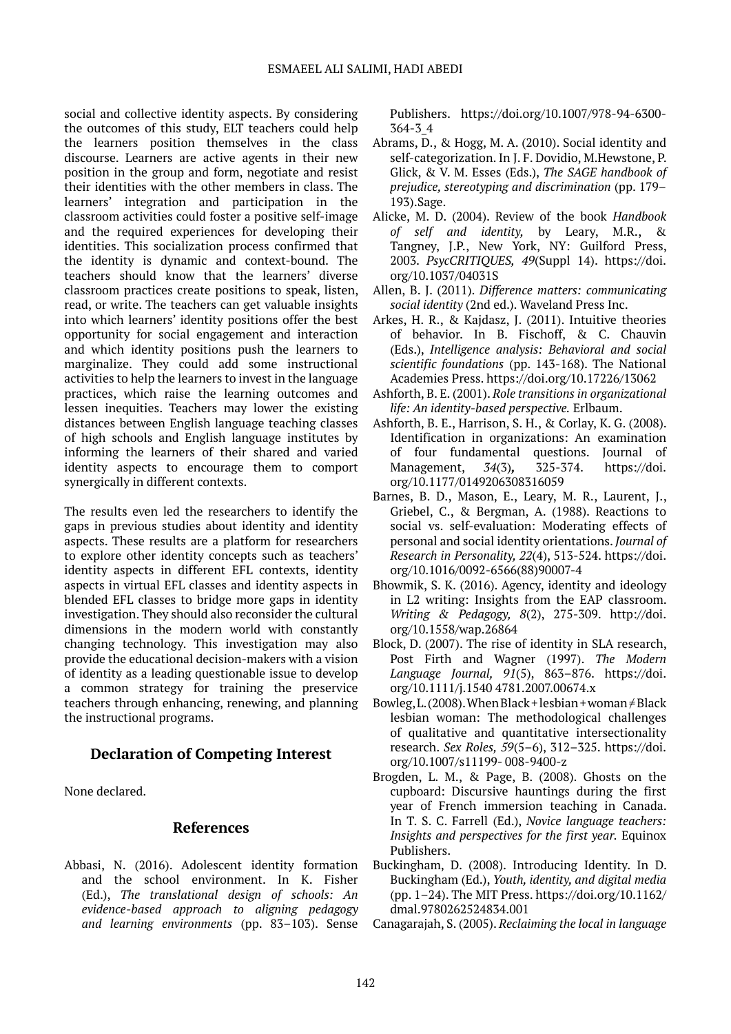social and collective identity aspects. By considering the outcomes of this study, ELT teachers could help the learners position themselves in the class discourse. Learners are active agents in their new position in the group and form, negotiate and resist their identities with the other members in class. The learners' integration and participation in the classroom activities could foster a positive self-image and the required experiences for developing their identities. This socialization process confirmed that the identity is dynamic and context-bound. The teachers should know that the learners' diverse classroom practices create positions to speak, listen, read, or write. The teachers can get valuable insights into which learners' identity positions offer the best opportunity for social engagement and interaction and which identity positions push the learners to marginalize. They could add some instructional activities to help the learners to invest in the language practices, which raise the learning outcomes and lessen inequities. Teachers may lower the existing distances between English language teaching classes of high schools and English language institutes by informing the learners of their shared and varied identity aspects to encourage them to comport synergically in different contexts.

The results even led the researchers to identify the gaps in previous studies about identity and identity aspects. These results are a platform for researchers to explore other identity concepts such as teachers' identity aspects in different EFL contexts, identity aspects in virtual EFL classes and identity aspects in blended EFL classes to bridge more gaps in identity investigation. They should also reconsider the cultural dimensions in the modern world with constantly changing technology. This investigation may also provide the educational decision-makers with a vision of identity as a leading questionable issue to develop a common strategy for training the preservice teachers through enhancing, renewing, and planning the instructional programs.

## Declaration of Competing Interest

None declared.

## References

Abbasi, N. (2016). Adolescent identity formation and the school environment. In K. Fisher (Ed.), *The translational design of schools: An evidence-based approach to aligning pedagogy and learning environments* (pp. 83–103). Sense Publishers. https://doi.org/10.1007/978-94-6300-364-3_4

Abrams, D., & Hogg, M. A. (2010). Social identity and self-categorization. In J. F. Dovidio, M.Hewstone, P. Glick, & V. M. Esses (Eds.), *The SAGE handbook of prejudice, stereotyping and discrimination* (pp. 179–193).Sage.

Alicke, M. D. (2004). Review of the book *Handbook of self and identity,* by Leary, M.R., & Tangney, J.P., New York, NY: Guilford Press, 2003. *PsycCRITIQUES, 49*(Suppl 14). https://doi.org/10.1037/04031S

Allen, B. J. (2011). *Difference matters: communicating social identity* (2nd ed.). Waveland Press Inc.

Arkes, H. R., & Kajdasz, J. (2011). Intuitive theories of behavior. In B. Fischoff, & C. Chauvin (Eds.), *Intelligence analysis: Behavioral and social scientific foundations* (pp. 143-168). The National Academies Press. https://doi.org/10.17226/13062

Ashforth, B. E. (2001). *Role transitions in organizational life: An identity-based perspective.* Erlbaum.

Ashforth, B. E., Harrison, S. H., & Corlay, K. G. (2008). Identification in organizations: An examination of four fundamental questions. Journal of Management, *34*(3)**,** 325-374. https://doi.org/10.1177/0149206308316059

Barnes, B. D., Mason, E., Leary, M. R., Laurent, J., Griebel, C., & Bergman, A. (1988). Reactions to social vs. self-evaluation: Moderating effects of personal and social identity orientations. *Journal of Research in Personality, 22*(4), 513-524. https://doi.org/10.1016/0092-6566(88)90007-4

Bhowmik, S. K. (2016). Agency, identity and ideology in L2 writing: Insights from the EAP classroom. *Writing & Pedagogy, 8*(2), 275-309. http://doi.org/10.1558/wap.26864

Block, D. (2007). The rise of identity in SLA research, Post Firth and Wagner (1997). *The Modern Language Journal, 91*(5), 863–876. https://doi.org/10.1111/j.1540 4781.2007.00674.x

Bowleg, L. (2008). When Black + lesbian + woman ≠ Black lesbian woman: The methodological challenges of qualitative and quantitative intersectionality research. *Sex Roles, 59*(5–6), 312–325. https://doi.org/10.1007/s11199- 008-9400-z

Brogden, L. M., & Page, B. (2008). Ghosts on the cupboard: Discursive hauntings during the first year of French immersion teaching in Canada. In T. S. C. Farrell (Ed.), *Novice language teachers: Insights and perspectives for the first year.* Equinox Publishers.

Buckingham, D. (2008). Introducing Identity. In D. Buckingham (Ed.), *Youth, identity, and digital media* (pp. 1–24). The MIT Press. https://doi.org/10.1162/dmal.9780262524834.001

Canagarajah, S. (2005). *Reclaiming the local in language*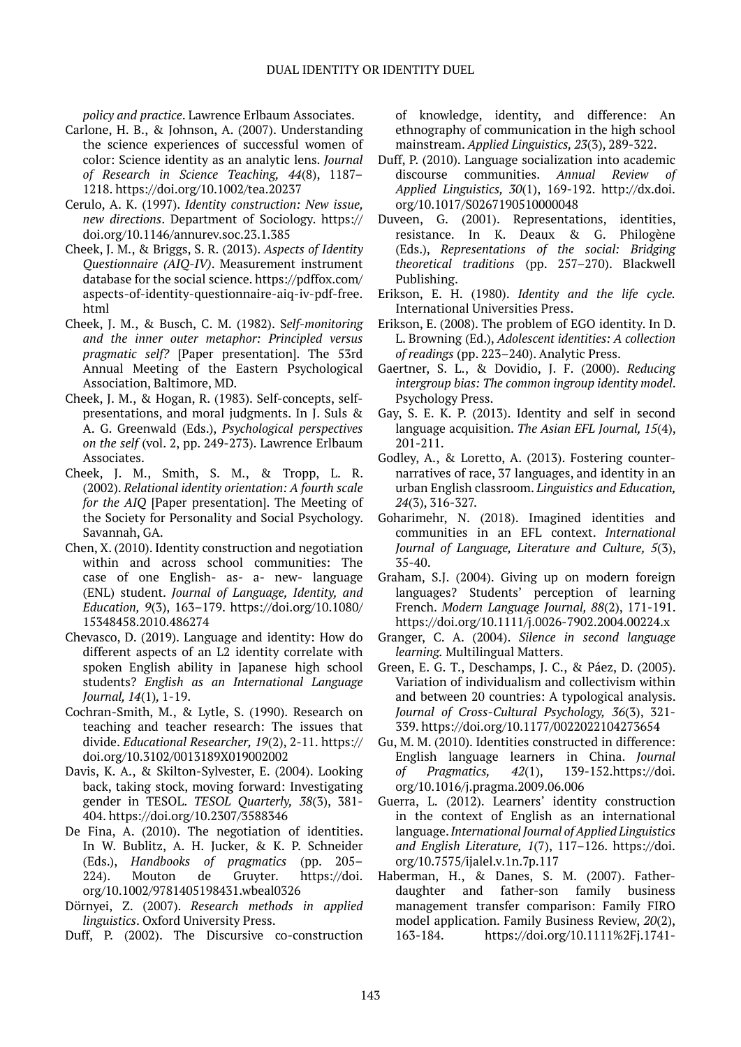*policy and practice*. Lawrence Erlbaum Associates.

Carlone, H. B., & Johnson, A. (2007). Understanding the science experiences of successful women of color: Science identity as an analytic lens. *Journal of Research in Science Teaching, 44*(8), 1187–1218. https://doi.org/10.1002/tea.20237

Cerulo, A. K. (1997). *Identity construction: New issue, new directions*. Department of Sociology. https://doi.org/10.1146/annurev.soc.23.1.385

Cheek, J. M., & Briggs, S. R. (2013). *Aspects of Identity Questionnaire (AIQ-IV)*. Measurement instrument database for the social science. https://pdffox.com/aspects-of-identity-questionnaire-aiq-iv-pdf-free.html

Cheek, J. M., & Busch, C. M. (1982). S*elf-monitoring and the inner outer metaphor: Principled versus pragmatic self?* [Paper presentation]. The 53rd Annual Meeting of the Eastern Psychological Association, Baltimore, MD.

Cheek, J. M., & Hogan, R. (1983). Self-concepts, self-presentations, and moral judgments. In J. Suls & A. G. Greenwald (Eds.), *Psychological perspectives on the self* (vol. 2, pp. 249-273). Lawrence Erlbaum Associates.

Cheek, J. M., Smith, S. M., & Tropp, L. R. (2002). *Relational identity orientation: A fourth scale for the AIQ* [Paper presentation]. The Meeting of the Society for Personality and Social Psychology. Savannah, GA.

Chen, X. (2010). Identity construction and negotiation within and across school communities: The case of one English- as- a- new- language (ENL) student. *Journal of Language, Identity, and Education, 9*(3), 163–179. https://doi.org/10.1080/15348458.2010.486274

Chevasco, D. (2019). Language and identity: How do different aspects of an L2 identity correlate with spoken English ability in Japanese high school students? *English as an International Language Journal, 14*(1)*,* 1-19.

Cochran-Smith, M., & Lytle, S. (1990). Research on teaching and teacher research: The issues that divide. *Educational Researcher, 19*(2), 2-11. https://doi.org/10.3102/0013189X019002002

Davis, K. A., & Skilton-Sylvester, E. (2004). Looking back, taking stock, moving forward: Investigating gender in TESOL. *TESOL Quarterly, 38*(3), 381-404. https://doi.org/10.2307/3588346

De Fina, A. (2010). The negotiation of identities. In W. Bublitz, A. H. Jucker, & K. P. Schneider (Eds.), *Handbooks of pragmatics* (pp. 205–224). Mouton de Gruyter. https://doi.org/10.1002/9781405198431.wbeal0326

Dörnyei, Z. (2007). *Research methods in applied linguistics*. Oxford University Press.

Duff, P. (2002). The Discursive co-construction of knowledge, identity, and difference: An ethnography of communication in the high school mainstream. *Applied Linguistics, 23*(3), 289-322.

Duff, P. (2010). Language socialization into academic discourse communities. *Annual Review of Applied Linguistics, 30*(1), 169-192. http://dx.doi.org/10.1017/S0267190510000048

Duveen, G. (2001). Representations, identities, resistance. In K. Deaux & G. Philogène (Eds.), *Representations of the social: Bridging theoretical traditions* (pp. 257–270). Blackwell Publishing.

Erikson, E. H. (1980). *Identity and the life cycle.* International Universities Press.

Erikson, E. (2008). The problem of EGO identity. In D. L. Browning (Ed.), *Adolescent identities: A collection of readings* (pp. 223–240). Analytic Press.

Gaertner, S. L., & Dovidio, J. F. (2000). *Reducing intergroup bias: The common ingroup identity model*. Psychology Press.

Gay, S. E. K. P. (2013). Identity and self in second language acquisition. *The Asian EFL Journal, 15*(4), 201-211.

Godley, A., & Loretto, A. (2013). Fostering counter-narratives of race, 37 languages, and identity in an urban English classroom. *Linguistics and Education, 24*(3), 316-327.

Goharimehr, N. (2018). Imagined identities and communities in an EFL context. *International Journal of Language, Literature and Culture, 5*(3), 35-40.

Graham, S.J. (2004). Giving up on modern foreign languages? Students' perception of learning French. *Modern Language Journal, 88*(2), 171-191. https://doi.org/10.1111/j.0026-7902.2004.00224.x

Granger, C. A. (2004). *Silence in second language learning.* Multilingual Matters.

Green, E. G. T., Deschamps, J. C., & Páez, D. (2005). Variation of individualism and collectivism within and between 20 countries: A typological analysis. *Journal of Cross-Cultural Psychology, 36*(3), 321-339. https://doi.org/10.1177/0022022104273654

Gu, M. M. (2010). Identities constructed in difference: English language learners in China. *Journal of Pragmatics, 42*(1), 139-152.https://doi.org/10.1016/j.pragma.2009.06.006

Guerra, L. (2012). Learners' identity construction in the context of English as an international language. *International Journal of Applied Linguistics and English Literature, 1*(7), 117–126. https://doi.org/10.7575/ijalel.v.1n.7p.117

Haberman, H., & Danes, S. M. (2007). Father-daughter and father-son family business management transfer comparison: Family FIRO model application. Family Business Review, *20*(2), 163-184. https://doi.org/10.1111%2Fj.1741-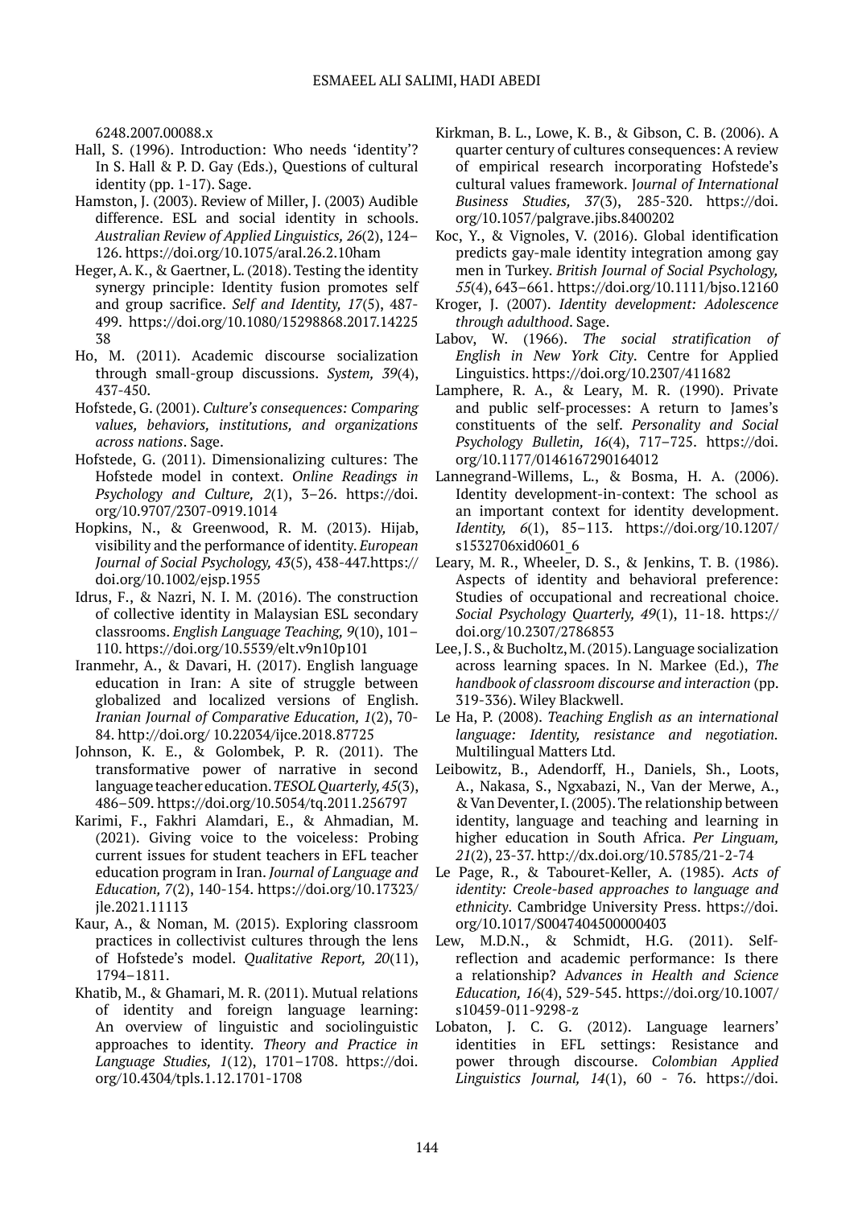6248.2007.00088.x

Hall, S. (1996). Introduction: Who needs 'identity'? In S. Hall & P. D. Gay (Eds.), Questions of cultural identity (pp. 1-17). Sage.

Hamston, J. (2003). Review of Miller, J. (2003) Audible difference. ESL and social identity in schools. *Australian Review of Applied Linguistics, 26*(2), 124–126. https://doi.org/10.1075/aral.26.2.10ham

Heger, A. K., & Gaertner, L. (2018). Testing the identity synergy principle: Identity fusion promotes self and group sacrifice. *Self and Identity, 17*(5), 487-499. https://doi.org/10.1080/15298868.2017.1422538

Ho, M. (2011). Academic discourse socialization through small-group discussions. *System, 39*(4), 437-450.

Hofstede, G. (2001). *Culture's consequences: Comparing values, behaviors, institutions, and organizations across nations*. Sage.

Hofstede, G. (2011). Dimensionalizing cultures: The Hofstede model in context. *Online Readings in Psychology and Culture, 2*(1), 3–26. https://doi.org/10.9707/2307-0919.1014

Hopkins, N., & Greenwood, R. M. (2013). Hijab, visibility and the performance of identity. *European Journal of Social Psychology, 43*(5), 438-447.https://doi.org/10.1002/ejsp.1955

Idrus, F., & Nazri, N. I. M. (2016). The construction of collective identity in Malaysian ESL secondary classrooms. *English Language Teaching, 9*(10), 101–110. https://doi.org/10.5539/elt.v9n10p101

Iranmehr, A., & Davari, H. (2017). English language education in Iran: A site of struggle between globalized and localized versions of English. *Iranian Journal of Comparative Education, 1*(2), 70-84. http://doi.org/ 10.22034/ijce.2018.87725

Johnson, K. E., & Golombek, P. R. (2011). The transformative power of narrative in second language teacher education. *TESOL Quarterly, 45*(3), 486–509. https://doi.org/10.5054/tq.2011.256797

Karimi, F., Fakhri Alamdari, E., & Ahmadian, M. (2021). Giving voice to the voiceless: Probing current issues for student teachers in EFL teacher education program in Iran. *Journal of Language and Education, 7*(2), 140-154. https://doi.org/10.17323/jle.2021.11113

Kaur, A., & Noman, M. (2015). Exploring classroom practices in collectivist cultures through the lens of Hofstede's model. *Qualitative Report, 20*(11), 1794–1811.

Khatib, M., & Ghamari, M. R. (2011). Mutual relations of identity and foreign language learning: An overview of linguistic and sociolinguistic approaches to identity. *Theory and Practice in Language Studies, 1*(12), 1701–1708. https://doi.org/10.4304/tpls.1.12.1701-1708

Kirkman, B. L., Lowe, K. B., & Gibson, C. B. (2006). A quarter century of cultures consequences: A review of empirical research incorporating Hofstede's cultural values framework. *Journal of International Business Studies, 37*(3), 285-320. https://doi.org/10.1057/palgrave.jibs.8400202

Koc, Y., & Vignoles, V. (2016). Global identification predicts gay-male identity integration among gay men in Turkey. *British Journal of Social Psychology, 55*(4), 643–661. https://doi.org/10.1111/bjso.12160

Kroger, J. (2007). *Identity development: Adolescence through adulthood*. Sage.

Labov, W. (1966). *The social stratification of English in New York City*. Centre for Applied Linguistics. https://doi.org/10.2307/411682

Lamphere, R. A., & Leary, M. R. (1990). Private and public self-processes: A return to James's constituents of the self. *Personality and Social Psychology Bulletin, 16*(4), 717–725. https://doi.org/10.1177/0146167290164012

Lannegrand-Willems, L., & Bosma, H. A. (2006). Identity development-in-context: The school as an important context for identity development. *Identity, 6*(1), 85–113. https://doi.org/10.1207/s1532706xid0601_6

Leary, M. R., Wheeler, D. S., & Jenkins, T. B. (1986). Aspects of identity and behavioral preference: Studies of occupational and recreational choice. *Social Psychology Quarterly, 49*(1), 11-18. https://doi.org/10.2307/2786853

Lee, J. S., & Bucholtz, M. (2015). Language socialization across learning spaces. In N. Markee (Ed.), *The handbook of classroom discourse and interaction* (pp. 319-336). Wiley Blackwell.

Le Ha, P. (2008). *Teaching English as an international language: Identity, resistance and negotiation.* Multilingual Matters Ltd.

Leibowitz, B., Adendorff, H., Daniels, Sh., Loots, A., Nakasa, S., Ngxabazi, N., Van der Merwe, A., & Van Deventer, I. (2005). The relationship between identity, language and teaching and learning in higher education in South Africa. *Per Linguam, 21*(2), 23-37. http://dx.doi.org/10.5785/21-2-74

Le Page, R., & Tabouret-Keller, A. (1985). *Acts of identity: Creole-based approaches to language and ethnicity*. Cambridge University Press. https://doi.org/10.1017/S0047404500000403

Lew, M.D.N., & Schmidt, H.G. (2011). Self-reflection and academic performance: Is there a relationship? *Advances in Health and Science Education, 16*(4), 529-545. https://doi.org/10.1007/s10459-011-9298-z

Lobaton, J. C. G. (2012). Language learners' identities in EFL settings: Resistance and power through discourse. *Colombian Applied Linguistics Journal, 14*(1), 60 - 76. https://doi.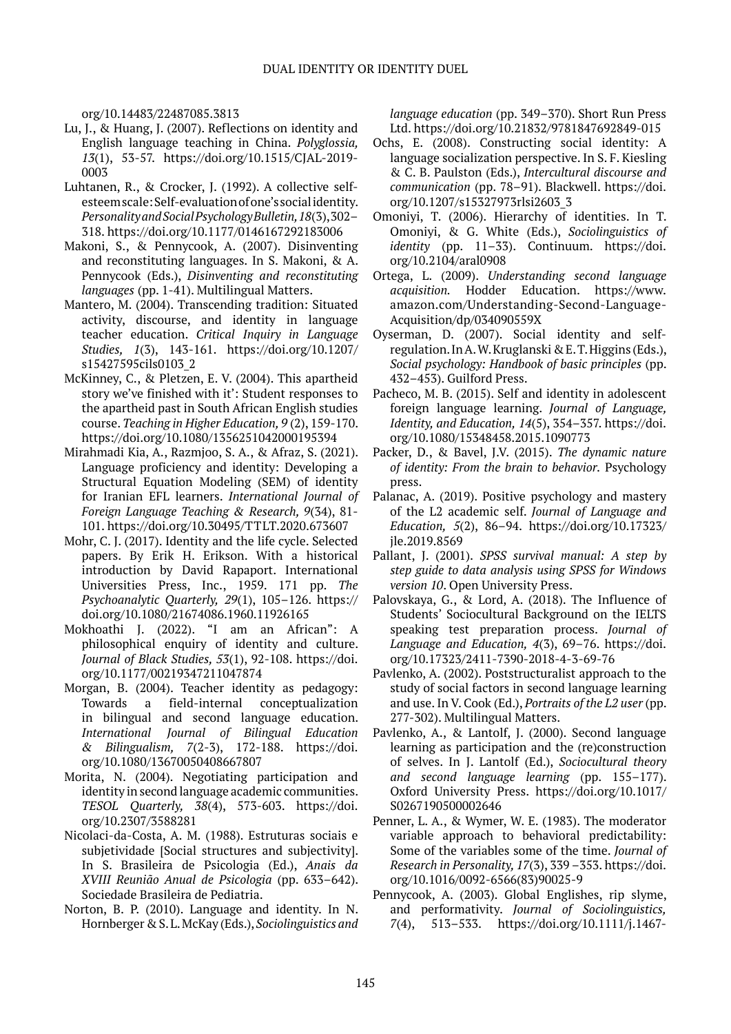org/10.14483/22487085.3813

Lu, J., & Huang, J. (2007). Reflections on identity and English language teaching in China. *Polyglossia, 13*(1), 53-57. https://doi.org/10.1515/CJAL-2019-0003

Luhtanen, R., & Crocker, J. (1992). A collective self-esteem scale: Self-evaluation of one's social identity. *Personality and Social Psychology Bulletin, 18*(3), 302–318. https://doi.org/10.1177/0146167292183006

Makoni, S., & Pennycook, A. (2007). Disinventing and reconstituting languages. In S. Makoni, & A. Pennycook (Eds.), *Disinventing and reconstituting languages* (pp. 1-41). Multilingual Matters.

Mantero, M. (2004). Transcending tradition: Situated activity, discourse, and identity in language teacher education. *Critical Inquiry in Language Studies, 1*(3), 143-161. https://doi.org/10.1207/s15427595cils0103_2

McKinney, C., & Pletzen, E. V. (2004). This apartheid story we've finished with it': Student responses to the apartheid past in South African English studies course. *Teaching in Higher Education, 9* (2), 159-170. https://doi.org/10.1080/1356251042000195394

Mirahmadi Kia, A., Razmjoo, S. A., & Afraz, S. (2021). Language proficiency and identity: Developing a Structural Equation Modeling (SEM) of identity for Iranian EFL learners. *International Journal of Foreign Language Teaching & Research, 9*(34), 81-101. https://doi.org/10.30495/TTLT.2020.673607

Mohr, C. J. (2017). Identity and the life cycle. Selected papers. By Erik H. Erikson. With a historical introduction by David Rapaport. International Universities Press, Inc., 1959. 171 pp. *The Psychoanalytic Quarterly, 29*(1), 105–126. https://doi.org/10.1080/21674086.1960.11926165

Mokhoathi J. (2022). "I am an African": A philosophical enquiry of identity and culture. *Journal of Black Studies, 53*(1), 92-108. https://doi.org/10.1177/00219347211047874

Morgan, B. (2004). Teacher identity as pedagogy: Towards a field-internal conceptualization in bilingual and second language education. *International Journal of Bilingual Education & Bilingualism, 7*(2-3), 172-188. https://doi.org/10.1080/13670050408667807

Morita, N. (2004). Negotiating participation and identity in second language academic communities. *TESOL Quarterly, 38*(4), 573-603. https://doi.org/10.2307/3588281

Nicolaci-da-Costa, A. M. (1988). Estruturas sociais e subjetividade [Social structures and subjectivity]. In S. Brasileira de Psicologia (Ed.), *Anais da XVIII Reunião Anual de Psicologia* (pp. 633–642). Sociedade Brasileira de Pediatria.

Norton, B. P. (2010). Language and identity. In N. Hornberger & S. L. McKay (Eds.), *Sociolinguistics and language education* (pp. 349–370). Short Run Press Ltd. https://doi.org/10.21832/9781847692849-015

Ochs, E. (2008). Constructing social identity: A language socialization perspective. In S. F. Kiesling & C. B. Paulston (Eds.), *Intercultural discourse and communication* (pp. 78–91). Blackwell. https://doi.org/10.1207/s15327973rlsi2603_3

Omoniyi, T. (2006). Hierarchy of identities. In T. Omoniyi, & G. White (Eds.), *Sociolinguistics of identity* (pp. 11–33). Continuum. https://doi.org/10.2104/aral0908

Ortega, L. (2009). *Understanding second language acquisition.* Hodder Education. https://www.amazon.com/Understanding-Second-Language-Acquisition/dp/034090559X

Oyserman, D. (2007). Social identity and self-regulation. In A. W. Kruglanski & E. T. Higgins (Eds.), *Social psychology: Handbook of basic principles* (pp. 432–453). Guilford Press.

Pacheco, M. B. (2015). Self and identity in adolescent foreign language learning. *Journal of Language, Identity, and Education, 14*(5), 354–357. https://doi.org/10.1080/15348458.2015.1090773

Packer, D., & Bavel, J.V. (2015). *The dynamic nature of identity: From the brain to behavior.* Psychology press.

Palanac, A. (2019). Positive psychology and mastery of the L2 academic self. *Journal of Language and Education, 5*(2), 86–94. https://doi.org/10.17323/jle.2019.8569

Pallant, J. (2001). *SPSS survival manual: A step by step guide to data analysis using SPSS for Windows version 10*. Open University Press.

Palovskaya, G., & Lord, A. (2018). The Influence of Students' Sociocultural Background on the IELTS speaking test preparation process. *Journal of Language and Education, 4*(3), 69–76. https://doi.org/10.17323/2411-7390-2018-4-3-69-76

Pavlenko, A. (2002). Poststructuralist approach to the study of social factors in second language learning and use. In V. Cook (Ed.), *Portraits of the L2 user* (pp. 277-302). Multilingual Matters.

Pavlenko, A., & Lantolf, J. (2000). Second language learning as participation and the (re)construction of selves. In J. Lantolf (Ed.), *Sociocultural theory and second language learning* (pp. 155–177). Oxford University Press. https://doi.org/10.1017/S0267190500002646

Penner, L. A., & Wymer, W. E. (1983). The moderator variable approach to behavioral predictability: Some of the variables some of the time. *Journal of Research in Personality, 17*(3), 339 –353. https://doi.org/10.1016/0092-6566(83)90025-9

Pennycook, A. (2003). Global Englishes, rip slyme, and performativity. *Journal of Sociolinguistics, 7*(4), 513–533. https://doi.org/10.1111/j.1467-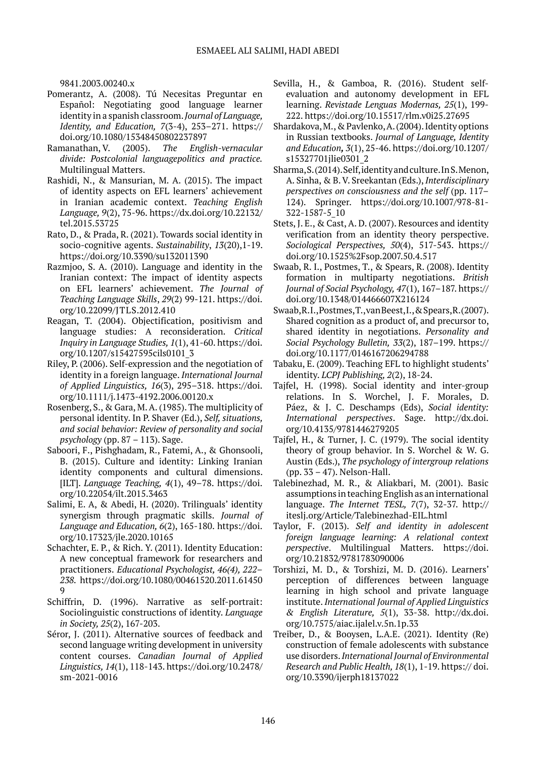9841.2003.00240.x

Pomerantz, A. (2008). Tú Necesitas Preguntar en Español: Negotiating good language learner identity in a spanish classroom. *Journal of Language, Identity, and Education, 7*(3-4), 253–271. https://doi.org/10.1080/15348450802237897

Ramanathan, V. (2005). *The English-vernacular divide: Postcolonial languagepolitics and practice.* Multilingual Matters.

Rashidi, N., & Mansurian, M. A. (2015). The impact of identity aspects on EFL learners' achievement in Iranian academic context. *Teaching English Language, 9*(2), 75-96. https://dx.doi.org/10.22132/tel.2015.53725

Rato, D., & Prada, R. (2021). Towards social identity in socio-cognitive agents. *Sustainability*, *13*(20),1-19. https://doi.org/10.3390/su132011390

Razmjoo, S. A. (2010). Language and identity in the Iranian context: The impact of identity aspects on EFL learners' achievement. *The Journal of Teaching Language Skills*, *29*(2) 99-121. https://doi.org/10.22099/JTLS.2012.410

Reagan, T. (2004). Objectification, positivism and language studies: A reconsideration. *Critical Inquiry in Language Studies, 1*(1), 41-60. https://doi.org/10.1207/s15427595cils0101_3

Riley, P. (2006). Self-expression and the negotiation of identity in a foreign language. *International Journal of Applied Linguistics, 16*(3), 295–318. https://doi.org/10.1111/j.1473-4192.2006.00120.x

Rosenberg, S., & Gara, M. A. (1985). The multiplicity of personal identity. In P. Shaver (Ed.), *Self, situations, and social behavior: Review of personality and social psychology* (pp. 87 – 113). Sage.

Saboori, F., Pishghadam, R., Fatemi, A., & Ghonsooli, B. (2015). Culture and identity: Linking Iranian identity components and cultural dimensions. [ILT]. *Language Teaching, 4*(1), 49–78. https://doi.org/10.22054/ilt.2015.3463

Salimi, E. A, & Abedi, H. (2020). Trilinguals' identity synergism through pragmatic skills. *Journal of Language and Education, 6*(2), 165-180. https://doi.org/10.17323/jle.2020.10165

Schachter, E. P., & Rich. Y. (2011). Identity Education: A new conceptual framework for researchers and practitioners. *Educational Psychologist, 46(4), 222–238.* https://doi.org/10.1080/00461520.2011.614509

Schiffrin, D. (1996). Narrative as self-portrait: Sociolinguistic constructions of identity. *Language in Society, 25*(2), 167-203.

Séror, J. (2011). Alternative sources of feedback and second language writing development in university content courses. *Canadian Journal of Applied Linguistics, 14*(1), 118-143. https://doi.org/10.2478/sm-2021-0016

Sevilla, H., & Gamboa, R. (2016). Student self-evaluation and autonomy development in EFL learning. *Revistade Lenguas Modernas, 25*(1), 199-222. https://doi.org/10.15517/rlm.v0i25.27695

Shardakova, M., & Pavlenko, A. (2004). Identity options in Russian textbooks. *Journal of Language, Identity and Education, 3*(1), 25-46. https://doi.org/10.1207/s15327701jlie0301_2

Sharma, S. (2014). Self, identity and culture. In S. Menon, A. Sinha, & B. V. Sreekantan (Eds.), *Interdisciplinary perspectives on consciousness and the self* (pp. 117–124). Springer. https://doi.org/10.1007/978-81-322-1587-5_10

Stets, J. E., & Cast, A. D. (2007). Resources and identity verification from an identity theory perspective. *Sociological Perspectives, 50*(4), 517-543. https://doi.org/10.1525%2Fsop.2007.50.4.517

Swaab, R. I., Postmes, T., & Spears, R. (2008). Identity formation in multiparty negotiations. *British Journal of Social Psychology, 47*(1), 167–187. https://doi.org/10.1348/014466607X216124

Swaab, R. I., Postmes, T., van Beest, I., & Spears, R. (2007). Shared cognition as a product of, and precursor to, shared identity in negotiations. *Personality and Social Psychology Bulletin, 33*(2), 187–199. https://doi.org/10.1177/0146167206294788

Tabaku, E. (2009). Teaching EFL to highlight students' identity. *LCPJ Publishing, 2*(2), 18-24.

Tajfel, H. (1998). Social identity and inter-group relations. In S. Worchel, J. F. Morales, D. Páez, & J. C. Deschamps (Eds), *Social identity: International perspectives*. Sage. http://dx.doi.org/10.4135/9781446279205

Tajfel, H., & Turner, J. C. (1979). The social identity theory of group behavior. In S. Worchel & W. G. Austin (Eds.), *The psychology of intergroup relations* (pp. 33 – 47). Nelson-Hall.

Talebinezhad, M. R., & Aliakbari, M. (2001). Basic assumptions in teaching English as an international language. *The Internet TESL, 7*(7), 32-37. http://iteslj.org/Article/Talebinezhad-EIL.html

Taylor, F. (2013). *Self and identity in adolescent foreign language learning: A relational context perspective*. Multilingual Matters. https://doi.org/10.21832/9781783090006

Torshizi, M. D., & Torshizi, M. D. (2016). Learners' perception of differences between language learning in high school and private language institute. *International Journal of Applied Linguistics & English Literature, 5*(1), 33-38. http://dx.doi.org/10.7575/aiac.ijalel.v.5n.1p.33

Treiber, D., & Booysen, L.A.E. (2021). Identity (Re) construction of female adolescents with substance use disorders. *International Journal of Environmental Research and Public Health, 18*(1), 1-19. https:// doi.org/10.3390/ijerph18137022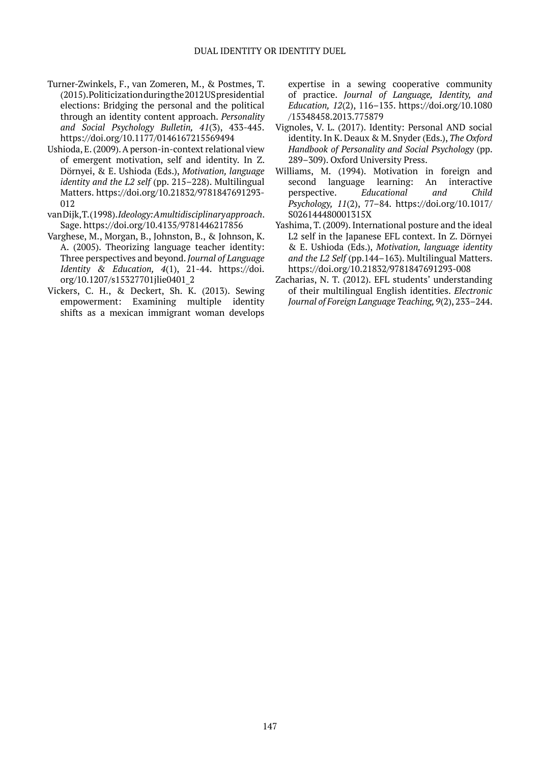Turner-Zwinkels, F., van Zomeren, M., & Postmes, T. (2015). Politicization during the 2012 US presidential elections: Bridging the personal and the political through an identity content approach. *Personality and Social Psychology Bulletin, 41*(3), 433-445. https://doi.org/10.1177/0146167215569494

Ushioda, E. (2009). A person-in-context relational view of emergent motivation, self and identity. In Z. Dörnyei, & E. Ushioda (Eds.), *Motivation, language identity and the L2 self* (pp. 215–228). Multilingual Matters. https://doi.org/10.21832/9781847691293-012

van Dijk, T. (1998). *Ideology: A multidisciplinary approach*. Sage. https://doi.org/10.4135/9781446217856

Varghese, M., Morgan, B., Johnston, B., & Johnson, K. A. (2005). Theorizing language teacher identity: Three perspectives and beyond. *Journal of Language Identity & Education, 4*(1), 21-44. https://doi.org/10.1207/s15327701jlie0401_2

Vickers, C. H., & Deckert, Sh. K. (2013). Sewing empowerment: Examining multiple identity shifts as a mexican immigrant woman develops expertise in a sewing cooperative community of practice. *Journal of Language, Identity, and Education, 12*(2), 116–135. https://doi.org/10.1080/15348458.2013.775879

Vignoles, V. L. (2017). Identity: Personal AND social identity. In K. Deaux & M. Snyder (Eds.), *The Oxford Handbook of Personality and Social Psychology* (pp. 289–309). Oxford University Press.

Williams, M. (1994). Motivation in foreign and second language learning: An interactive perspective. *Educational and Child Psychology, 11*(2), 77–84. https://doi.org/10.1017/S026144480001315X

Yashima, T. (2009). International posture and the ideal L2 self in the Japanese EFL context. In Z. Dörnyei & E. Ushioda (Eds.), *Motivation, language identity and the L2 Self* (pp.144–163). Multilingual Matters. https://doi.org/10.21832/9781847691293-008

Zacharias, N. T. (2012). EFL students' understanding of their multilingual English identities. *Electronic Journal of Foreign Language Teaching, 9*(2), 233–244.